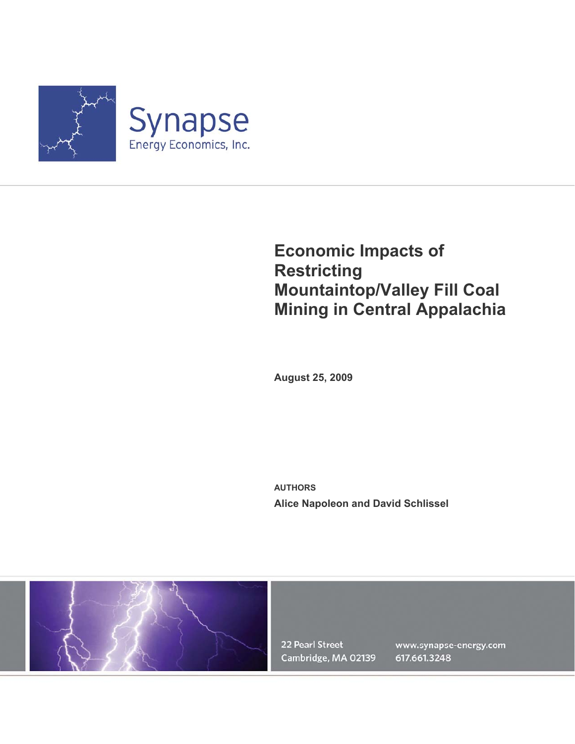Synapse
Energy Economics, Inc.

# Economic Impacts of Restricting Mountaintop/Valley Fill Coal Mining in Central Appalachia

**August 25, 2009**

**AUTHORS**

**Alice Napoleon and David Schlissel**

22 Pearl Street
Cambridge, MA 02139

www.synapse-energy.com
617.661.3248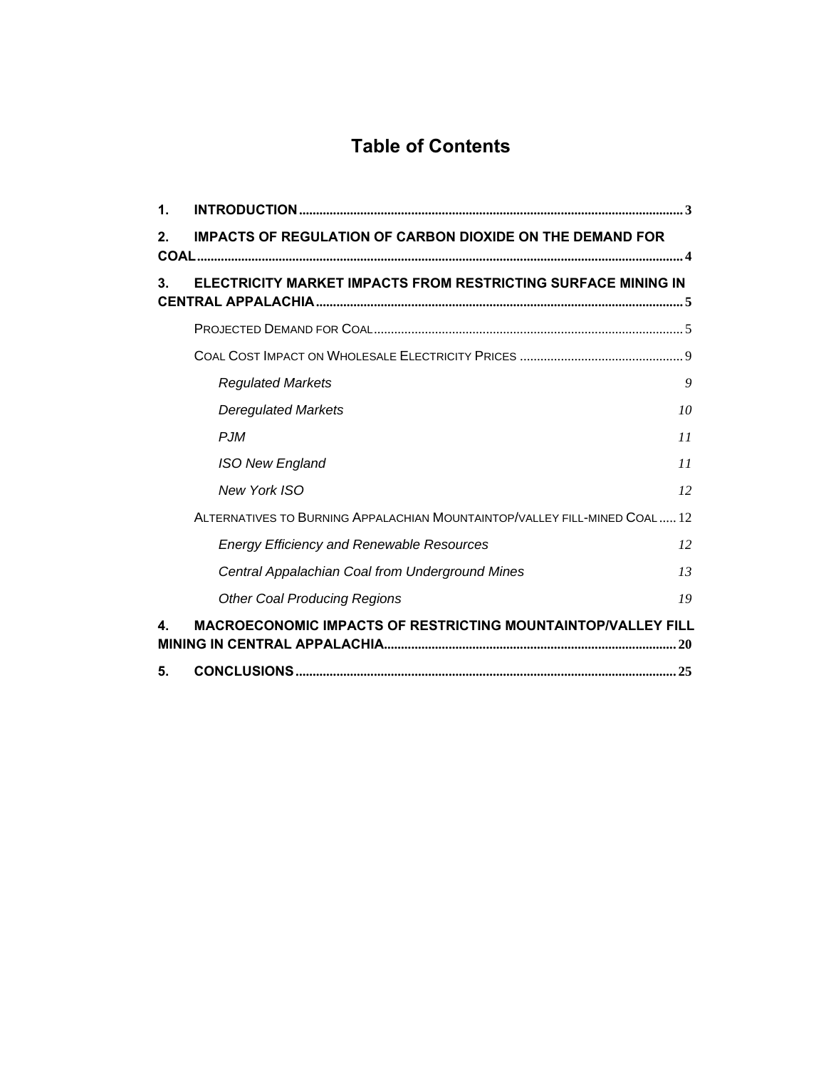# Table of Contents

1. **INTRODUCTION** ............................................................ 3
2. **IMPACTS OF REGULATION OF CARBON DIOXIDE ON THE DEMAND FOR COAL** ............................................................ 4
3. **ELECTRICITY MARKET IMPACTS FROM RESTRICTING SURFACE MINING IN CENTRAL APPALACHIA** ............................................................ 5
   - PROJECTED DEMAND FOR COAL ............................................................ 5
   - COAL COST IMPACT ON WHOLESALE ELECTRICITY PRICES ............................................................ 9
     - *Regulated Markets* 9
     - *Deregulated Markets* 10
     - *PJM* 11
     - *ISO New England* 11
     - *New York ISO* 12
   - ALTERNATIVES TO BURNING APPALACHIAN MOUNTAINTOP/VALLEY FILL-MINED COAL ..... 12
     - *Energy Efficiency and Renewable Resources* 12
     - *Central Appalachian Coal from Underground Mines* 13
     - *Other Coal Producing Regions* 19
4. **MACROECONOMIC IMPACTS OF RESTRICTING MOUNTAINTOP/VALLEY FILL MINING IN CENTRAL APPALACHIA** ............................................................ 20
5. **CONCLUSIONS** ............................................................ 25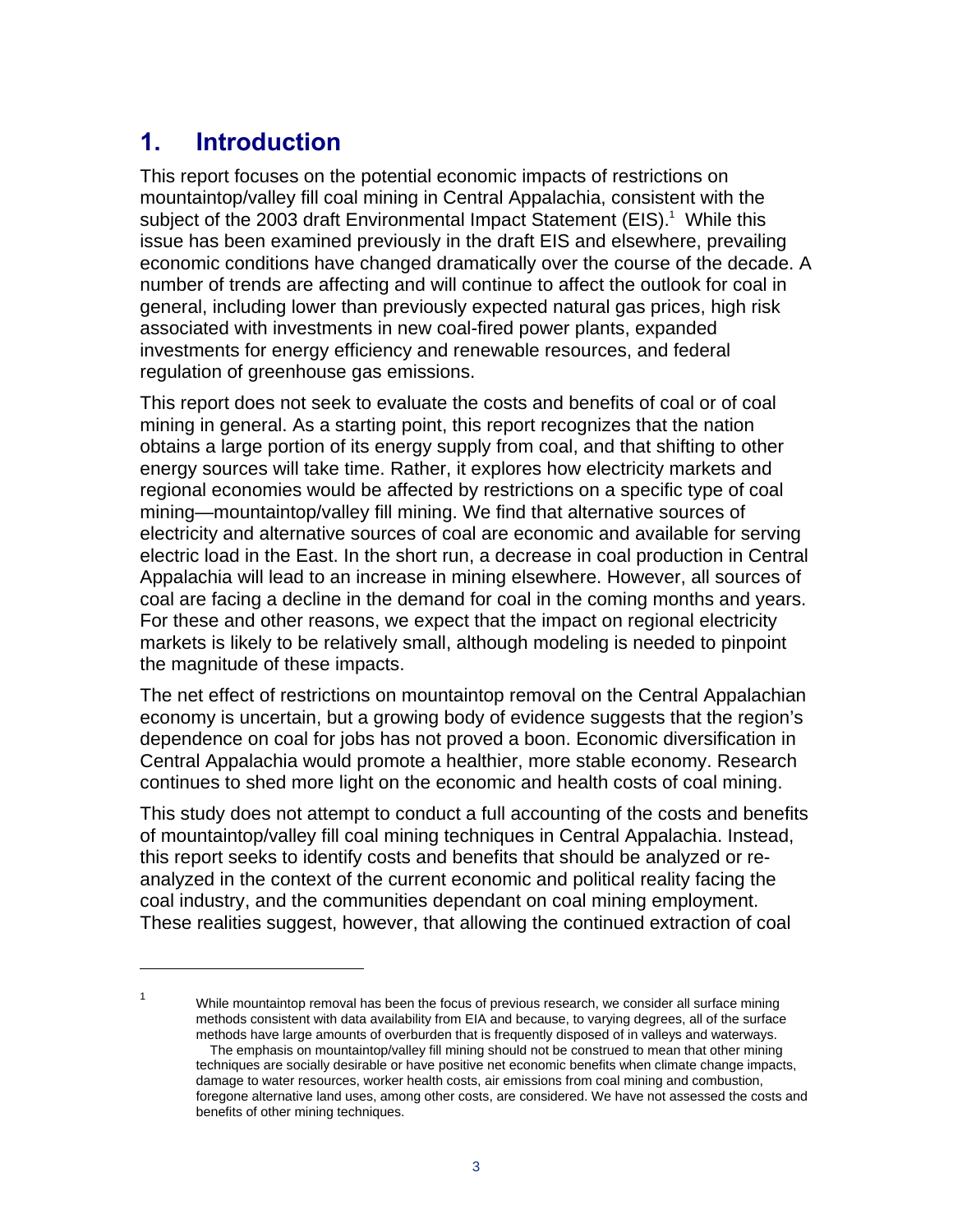# 1. Introduction

This report focuses on the potential economic impacts of restrictions on mountaintop/valley fill coal mining in Central Appalachia, consistent with the subject of the 2003 draft Environmental Impact Statement (EIS).[1] While this issue has been examined previously in the draft EIS and elsewhere, prevailing economic conditions have changed dramatically over the course of the decade. A number of trends are affecting and will continue to affect the outlook for coal in general, including lower than previously expected natural gas prices, high risk associated with investments in new coal-fired power plants, expanded investments for energy efficiency and renewable resources, and federal regulation of greenhouse gas emissions.

This report does not seek to evaluate the costs and benefits of coal or of coal mining in general. As a starting point, this report recognizes that the nation obtains a large portion of its energy supply from coal, and that shifting to other energy sources will take time. Rather, it explores how electricity markets and regional economies would be affected by restrictions on a specific type of coal mining—mountaintop/valley fill mining. We find that alternative sources of electricity and alternative sources of coal are economic and available for serving electric load in the East. In the short run, a decrease in coal production in Central Appalachia will lead to an increase in mining elsewhere. However, all sources of coal are facing a decline in the demand for coal in the coming months and years. For these and other reasons, we expect that the impact on regional electricity markets is likely to be relatively small, although modeling is needed to pinpoint the magnitude of these impacts.

The net effect of restrictions on mountaintop removal on the Central Appalachian economy is uncertain, but a growing body of evidence suggests that the region's dependence on coal for jobs has not proved a boon. Economic diversification in Central Appalachia would promote a healthier, more stable economy. Research continues to shed more light on the economic and health costs of coal mining.

This study does not attempt to conduct a full accounting of the costs and benefits of mountaintop/valley fill coal mining techniques in Central Appalachia. Instead, this report seeks to identify costs and benefits that should be analyzed or re-analyzed in the context of the current economic and political reality facing the coal industry, and the communities dependant on coal mining employment. These realities suggest, however, that allowing the continued extraction of coal

---

[1] While mountaintop removal has been the focus of previous research, we consider all surface mining methods consistent with data availability from EIA and because, to varying degrees, all of the surface methods have large amounts of overburden that is frequently disposed of in valleys and waterways.
The emphasis on mountaintop/valley fill mining should not be construed to mean that other mining techniques are socially desirable or have positive net economic benefits when climate change impacts, damage to water resources, worker health costs, air emissions from coal mining and combustion, foregone alternative land uses, among other costs, are considered. We have not assessed the costs and benefits of other mining techniques.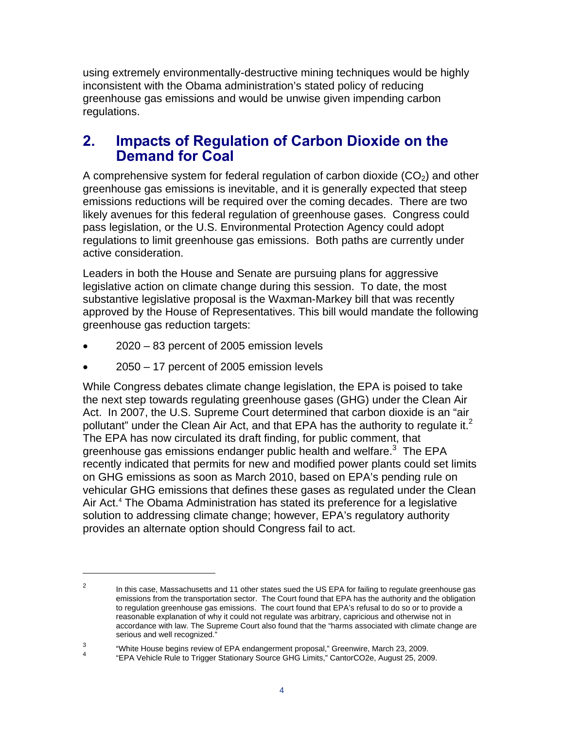using extremely environmentally-destructive mining techniques would be highly inconsistent with the Obama administration's stated policy of reducing greenhouse gas emissions and would be unwise given impending carbon regulations.

## 2. Impacts of Regulation of Carbon Dioxide on the Demand for Coal

A comprehensive system for federal regulation of carbon dioxide ($CO_2$) and other greenhouse gas emissions is inevitable, and it is generally expected that steep emissions reductions will be required over the coming decades. There are two likely avenues for this federal regulation of greenhouse gases. Congress could pass legislation, or the U.S. Environmental Protection Agency could adopt regulations to limit greenhouse gas emissions. Both paths are currently under active consideration.

Leaders in both the House and Senate are pursuing plans for aggressive legislative action on climate change during this session. To date, the most substantive legislative proposal is the Waxman-Markey bill that was recently approved by the House of Representatives. This bill would mandate the following greenhouse gas reduction targets:

- 2020 – 83 percent of 2005 emission levels
- 2050 – 17 percent of 2005 emission levels

While Congress debates climate change legislation, the EPA is poised to take the next step towards regulating greenhouse gases (GHG) under the Clean Air Act. In 2007, the U.S. Supreme Court determined that carbon dioxide is an "air pollutant" under the Clean Air Act, and that EPA has the authority to regulate it.[2] The EPA has now circulated its draft finding, for public comment, that greenhouse gas emissions endanger public health and welfare.[3] The EPA recently indicated that permits for new and modified power plants could set limits on GHG emissions as soon as March 2010, based on EPA's pending rule on vehicular GHG emissions that defines these gases as regulated under the Clean Air Act.[4] The Obama Administration has stated its preference for a legislative solution to addressing climate change; however, EPA's regulatory authority provides an alternate option should Congress fail to act.

---

[2] In this case, Massachusetts and 11 other states sued the US EPA for failing to regulate greenhouse gas emissions from the transportation sector. The Court found that EPA has the authority and the obligation to regulation greenhouse gas emissions. The court found that EPA's refusal to do so or to provide a reasonable explanation of why it could not regulate was arbitrary, capricious and otherwise not in accordance with law. The Supreme Court also found that the "harms associated with climate change are serious and well recognized."

[3] "White House begins review of EPA endangerment proposal," Greenwire, March 23, 2009.

[4] "EPA Vehicle Rule to Trigger Stationary Source GHG Limits," CantorCO2e, August 25, 2009.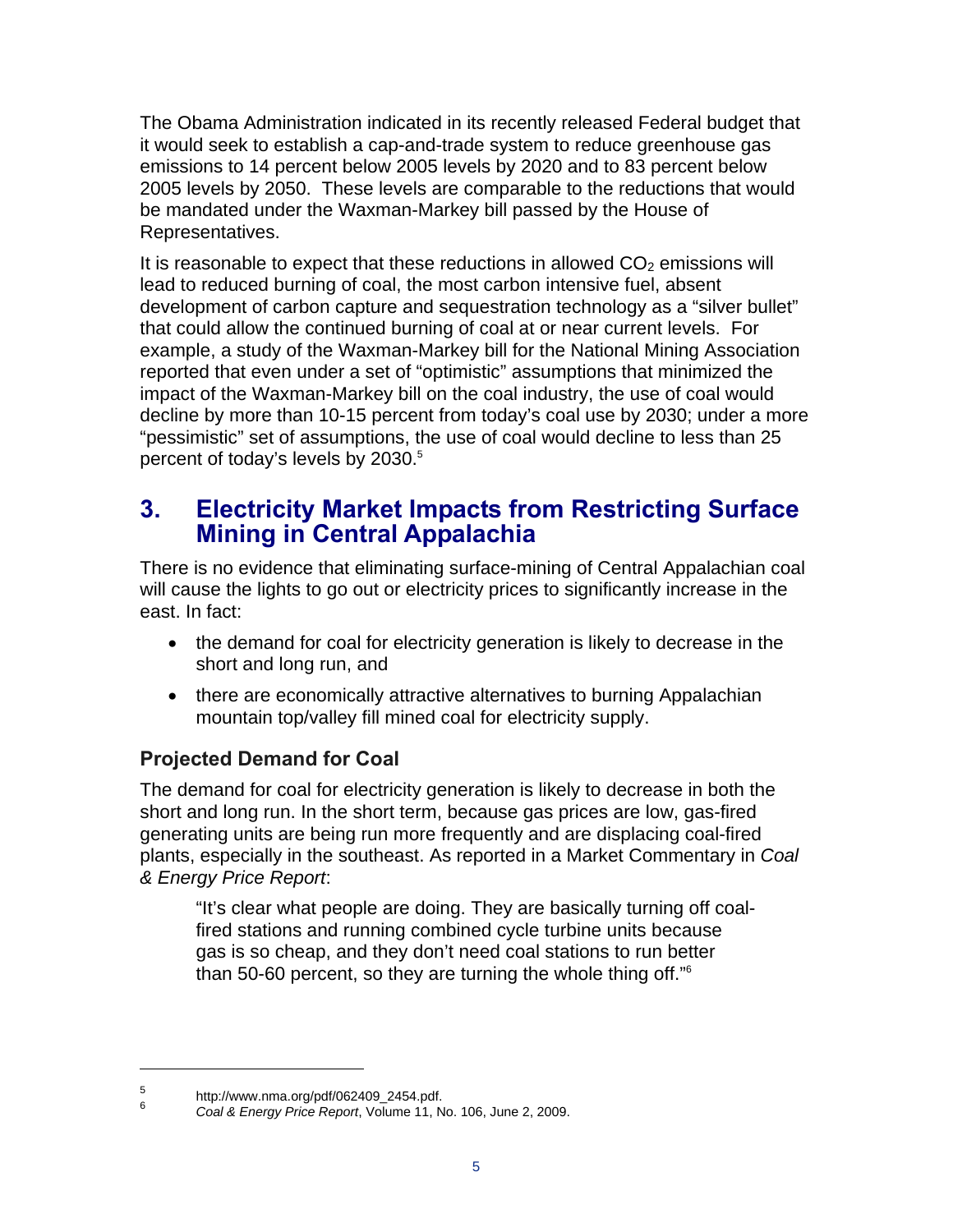The Obama Administration indicated in its recently released Federal budget that it would seek to establish a cap-and-trade system to reduce greenhouse gas emissions to 14 percent below 2005 levels by 2020 and to 83 percent below 2005 levels by 2050. These levels are comparable to the reductions that would be mandated under the Waxman-Markey bill passed by the House of Representatives.

It is reasonable to expect that these reductions in allowed $CO_2$ emissions will lead to reduced burning of coal, the most carbon intensive fuel, absent development of carbon capture and sequestration technology as a "silver bullet" that could allow the continued burning of coal at or near current levels. For example, a study of the Waxman-Markey bill for the National Mining Association reported that even under a set of "optimistic" assumptions that minimized the impact of the Waxman-Markey bill on the coal industry, the use of coal would decline by more than 10-15 percent from today's coal use by 2030; under a more "pessimistic" set of assumptions, the use of coal would decline to less than 25 percent of today's levels by 2030.[5]

## 3. Electricity Market Impacts from Restricting Surface Mining in Central Appalachia

There is no evidence that eliminating surface-mining of Central Appalachian coal will cause the lights to go out or electricity prices to significantly increase in the east. In fact:

- the demand for coal for electricity generation is likely to decrease in the short and long run, and
- there are economically attractive alternatives to burning Appalachian mountain top/valley fill mined coal for electricity supply.

### Projected Demand for Coal

The demand for coal for electricity generation is likely to decrease in both the short and long run. In the short term, because gas prices are low, gas-fired generating units are being run more frequently and are displacing coal-fired plants, especially in the southeast. As reported in a Market Commentary in *Coal & Energy Price Report*:

> "It's clear what people are doing. They are basically turning off coal-fired stations and running combined cycle turbine units because gas is so cheap, and they don't need coal stations to run better than 50-60 percent, so they are turning the whole thing off."[6]

---

[5] http://www.nma.org/pdf/062409_2454.pdf.

[6] *Coal & Energy Price Report*, Volume 11, No. 106, June 2, 2009.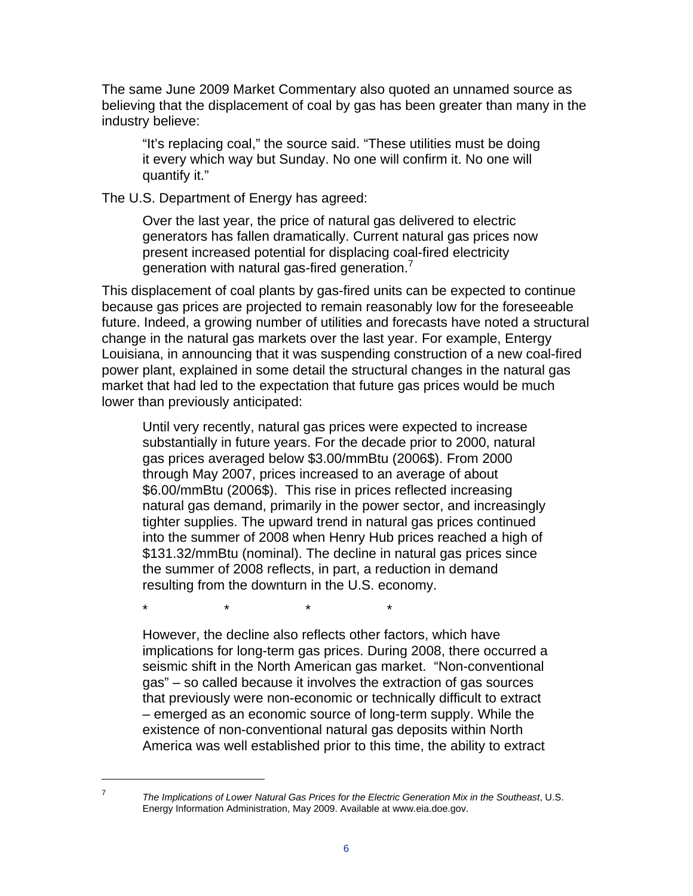The same June 2009 Market Commentary also quoted an unnamed source as believing that the displacement of coal by gas has been greater than many in the industry believe:

> "It's replacing coal," the source said. "These utilities must be doing it every which way but Sunday. No one will confirm it. No one will quantify it."

The U.S. Department of Energy has agreed:

> Over the last year, the price of natural gas delivered to electric generators has fallen dramatically. Current natural gas prices now present increased potential for displacing coal-fired electricity generation with natural gas-fired generation.[7]

This displacement of coal plants by gas-fired units can be expected to continue because gas prices are projected to remain reasonably low for the foreseeable future. Indeed, a growing number of utilities and forecasts have noted a structural change in the natural gas markets over the last year. For example, Entergy Louisiana, in announcing that it was suspending construction of a new coal-fired power plant, explained in some detail the structural changes in the natural gas market that had led to the expectation that future gas prices would be much lower than previously anticipated:

> Until very recently, natural gas prices were expected to increase substantially in future years. For the decade prior to 2000, natural gas prices averaged below $3.00/mmBtu (2006$). From 2000 through May 2007, prices increased to an average of about $6.00/mmBtu (2006$). This rise in prices reflected increasing natural gas demand, primarily in the power sector, and increasingly tighter supplies. The upward trend in natural gas prices continued into the summer of 2008 when Henry Hub prices reached a high of $131.32/mmBtu (nominal). The decline in natural gas prices since the summer of 2008 reflects, in part, a reduction in demand resulting from the downturn in the U.S. economy.
>
> \*　　　\*　　　\*　　　\*
>
> However, the decline also reflects other factors, which have implications for long-term gas prices. During 2008, there occurred a seismic shift in the North American gas market. "Non-conventional gas" – so called because it involves the extraction of gas sources that previously were non-economic or technically difficult to extract – emerged as an economic source of long-term supply. While the existence of non-conventional natural gas deposits within North America was well established prior to this time, the ability to extract

[7] *The Implications of Lower Natural Gas Prices for the Electric Generation Mix in the Southeast*, U.S. Energy Information Administration, May 2009. Available at www.eia.doe.gov.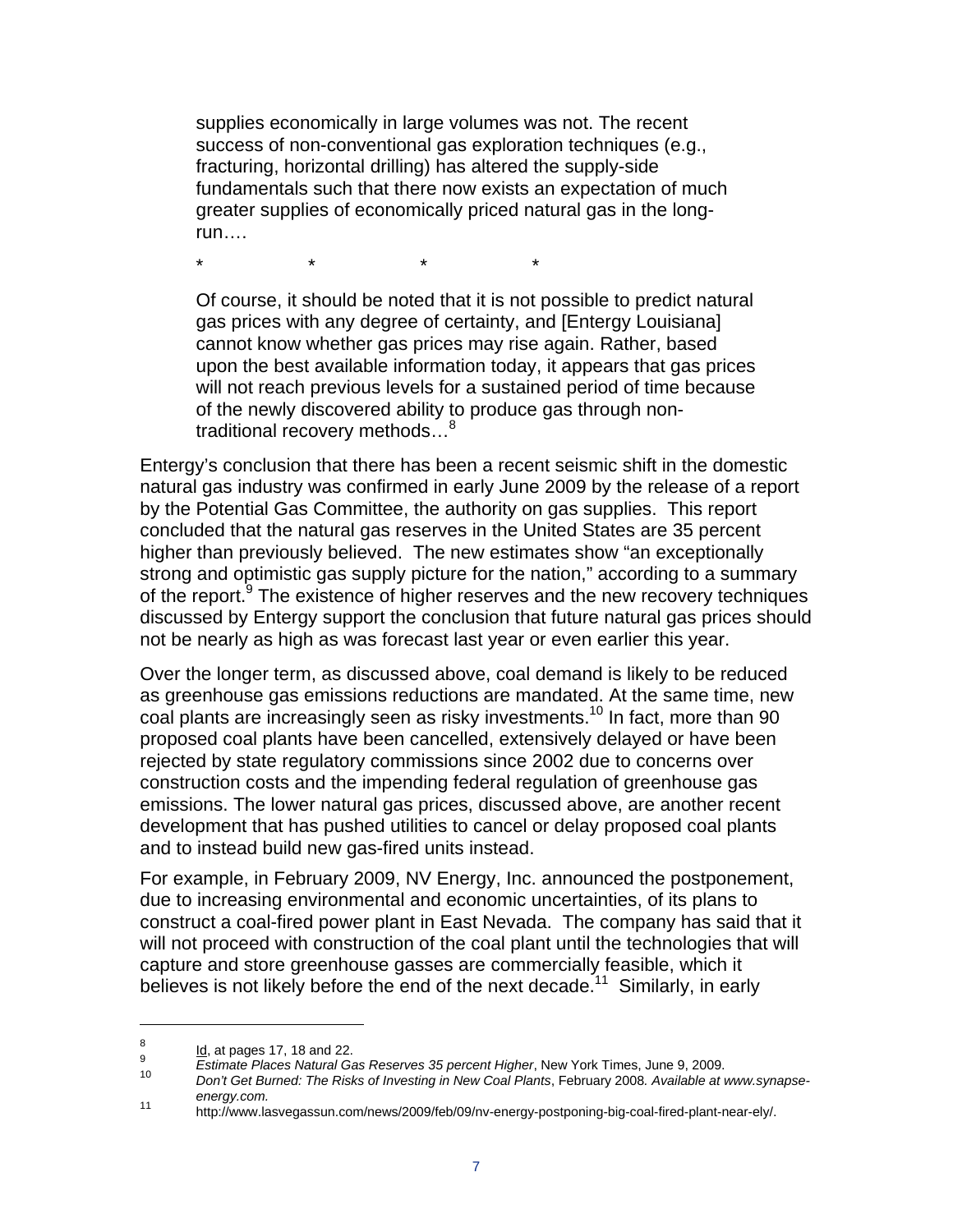> supplies economically in large volumes was not. The recent success of non-conventional gas exploration techniques (e.g., fracturing, horizontal drilling) has altered the supply-side fundamentals such that there now exists an expectation of much greater supplies of economically priced natural gas in the long-run….
>
> \*                    \*                    \*                    \*
>
> Of course, it should be noted that it is not possible to predict natural gas prices with any degree of certainty, and [Entergy Louisiana] cannot know whether gas prices may rise again. Rather, based upon the best available information today, it appears that gas prices will not reach previous levels for a sustained period of time because of the newly discovered ability to produce gas through non-traditional recovery methods…[8]

Entergy's conclusion that there has been a recent seismic shift in the domestic natural gas industry was confirmed in early June 2009 by the release of a report by the Potential Gas Committee, the authority on gas supplies. This report concluded that the natural gas reserves in the United States are 35 percent higher than previously believed. The new estimates show "an exceptionally strong and optimistic gas supply picture for the nation," according to a summary of the report.[9] The existence of higher reserves and the new recovery techniques discussed by Entergy support the conclusion that future natural gas prices should not be nearly as high as was forecast last year or even earlier this year.

Over the longer term, as discussed above, coal demand is likely to be reduced as greenhouse gas emissions reductions are mandated. At the same time, new coal plants are increasingly seen as risky investments.[10] In fact, more than 90 proposed coal plants have been cancelled, extensively delayed or have been rejected by state regulatory commissions since 2002 due to concerns over construction costs and the impending federal regulation of greenhouse gas emissions. The lower natural gas prices, discussed above, are another recent development that has pushed utilities to cancel or delay proposed coal plants and to instead build new gas-fired units instead.

For example, in February 2009, NV Energy, Inc. announced the postponement, due to increasing environmental and economic uncertainties, of its plans to construct a coal-fired power plant in East Nevada. The company has said that it will not proceed with construction of the coal plant until the technologies that will capture and store greenhouse gasses are commercially feasible, which it believes is not likely before the end of the next decade.[11] Similarly, in early

---

[8] Id, at pages 17, 18 and 22.

[9] *Estimate Places Natural Gas Reserves 35 percent Higher*, New York Times, June 9, 2009.

[10] *Don't Get Burned: The Risks of Investing in New Coal Plants*, February 2008. *Available at www.synapse-energy.com.*

[11] http://www.lasvegassun.com/news/2009/feb/09/nv-energy-postponing-big-coal-fired-plant-near-ely/.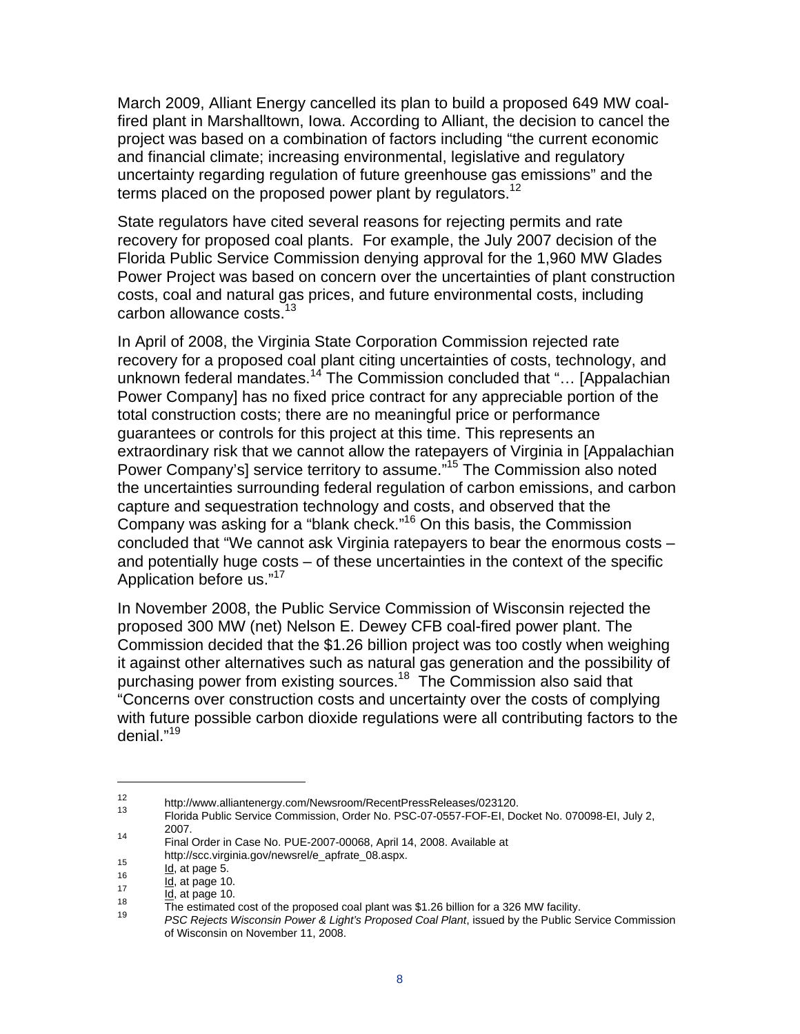March 2009, Alliant Energy cancelled its plan to build a proposed 649 MW coal-fired plant in Marshalltown, Iowa. According to Alliant, the decision to cancel the project was based on a combination of factors including "the current economic and financial climate; increasing environmental, legislative and regulatory uncertainty regarding regulation of future greenhouse gas emissions" and the terms placed on the proposed power plant by regulators.[12]

State regulators have cited several reasons for rejecting permits and rate recovery for proposed coal plants. For example, the July 2007 decision of the Florida Public Service Commission denying approval for the 1,960 MW Glades Power Project was based on concern over the uncertainties of plant construction costs, coal and natural gas prices, and future environmental costs, including carbon allowance costs.[13]

In April of 2008, the Virginia State Corporation Commission rejected rate recovery for a proposed coal plant citing uncertainties of costs, technology, and unknown federal mandates.[14] The Commission concluded that "… [Appalachian Power Company] has no fixed price contract for any appreciable portion of the total construction costs; there are no meaningful price or performance guarantees or controls for this project at this time. This represents an extraordinary risk that we cannot allow the ratepayers of Virginia in [Appalachian Power Company's] service territory to assume."[15] The Commission also noted the uncertainties surrounding federal regulation of carbon emissions, and carbon capture and sequestration technology and costs, and observed that the Company was asking for a "blank check."[16] On this basis, the Commission concluded that "We cannot ask Virginia ratepayers to bear the enormous costs – and potentially huge costs – of these uncertainties in the context of the specific Application before us."[17]

In November 2008, the Public Service Commission of Wisconsin rejected the proposed 300 MW (net) Nelson E. Dewey CFB coal-fired power plant. The Commission decided that the $1.26 billion project was too costly when weighing it against other alternatives such as natural gas generation and the possibility of purchasing power from existing sources.[18] The Commission also said that "Concerns over construction costs and uncertainty over the costs of complying with future possible carbon dioxide regulations were all contributing factors to the denial."[19]

---

[12] http://www.alliantenergy.com/Newsroom/RecentPressReleases/023120.

[13] Florida Public Service Commission, Order No. PSC-07-0557-FOF-EI, Docket No. 070098-EI, July 2, 2007.

[14] Final Order in Case No. PUE-2007-00068, April 14, 2008. Available at http://scc.virginia.gov/newsrel/e_apfrate_08.aspx.

[15] Id, at page 5.

[16] Id, at page 10.

[17] Id, at page 10.

[18] The estimated cost of the proposed coal plant was $1.26 billion for a 326 MW facility.

[19] *PSC Rejects Wisconsin Power & Light's Proposed Coal Plant*, issued by the Public Service Commission of Wisconsin on November 11, 2008.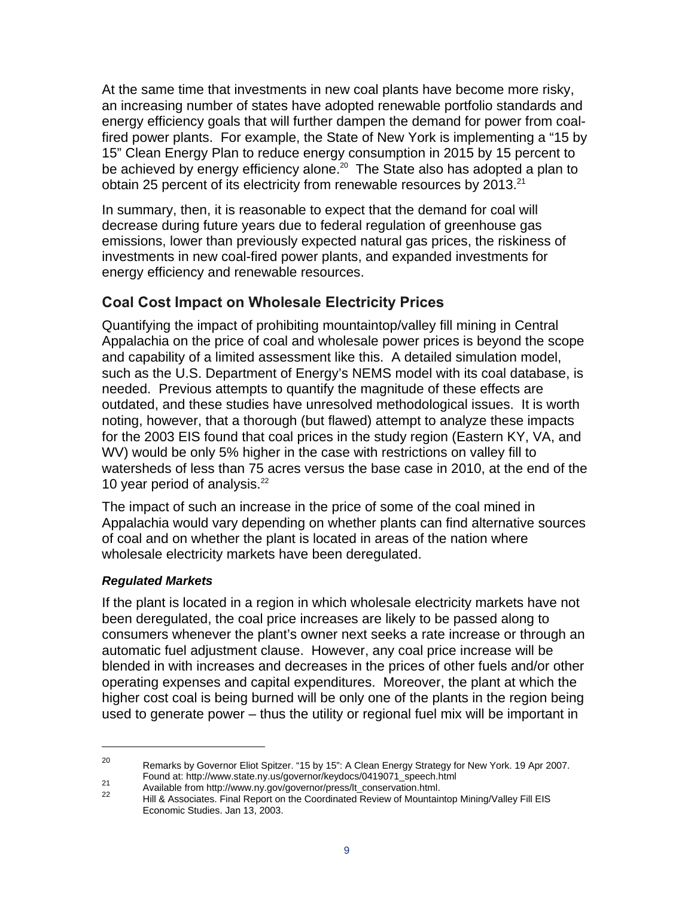At the same time that investments in new coal plants have become more risky, an increasing number of states have adopted renewable portfolio standards and energy efficiency goals that will further dampen the demand for power from coal-fired power plants. For example, the State of New York is implementing a "15 by 15" Clean Energy Plan to reduce energy consumption in 2015 by 15 percent to be achieved by energy efficiency alone.[20] The State also has adopted a plan to obtain 25 percent of its electricity from renewable resources by 2013.[21]

In summary, then, it is reasonable to expect that the demand for coal will decrease during future years due to federal regulation of greenhouse gas emissions, lower than previously expected natural gas prices, the riskiness of investments in new coal-fired power plants, and expanded investments for energy efficiency and renewable resources.

## Coal Cost Impact on Wholesale Electricity Prices

Quantifying the impact of prohibiting mountaintop/valley fill mining in Central Appalachia on the price of coal and wholesale power prices is beyond the scope and capability of a limited assessment like this. A detailed simulation model, such as the U.S. Department of Energy's NEMS model with its coal database, is needed. Previous attempts to quantify the magnitude of these effects are outdated, and these studies have unresolved methodological issues. It is worth noting, however, that a thorough (but flawed) attempt to analyze these impacts for the 2003 EIS found that coal prices in the study region (Eastern KY, VA, and WV) would be only 5% higher in the case with restrictions on valley fill to watersheds of less than 75 acres versus the base case in 2010, at the end of the 10 year period of analysis.[22]

The impact of such an increase in the price of some of the coal mined in Appalachia would vary depending on whether plants can find alternative sources of coal and on whether the plant is located in areas of the nation where wholesale electricity markets have been deregulated.

### *Regulated Markets*

If the plant is located in a region in which wholesale electricity markets have not been deregulated, the coal price increases are likely to be passed along to consumers whenever the plant's owner next seeks a rate increase or through an automatic fuel adjustment clause. However, any coal price increase will be blended in with increases and decreases in the prices of other fuels and/or other operating expenses and capital expenditures. Moreover, the plant at which the higher cost coal is being burned will be only one of the plants in the region being used to generate power – thus the utility or regional fuel mix will be important in

---

[20] Remarks by Governor Eliot Spitzer. "15 by 15": A Clean Energy Strategy for New York. 19 Apr 2007. Found at: http://www.state.ny.us/governor/keydocs/0419071_speech.html

[21] Available from http://www.ny.gov/governor/press/lt_conservation.html.

[22] Hill & Associates. Final Report on the Coordinated Review of Mountaintop Mining/Valley Fill EIS Economic Studies. Jan 13, 2003.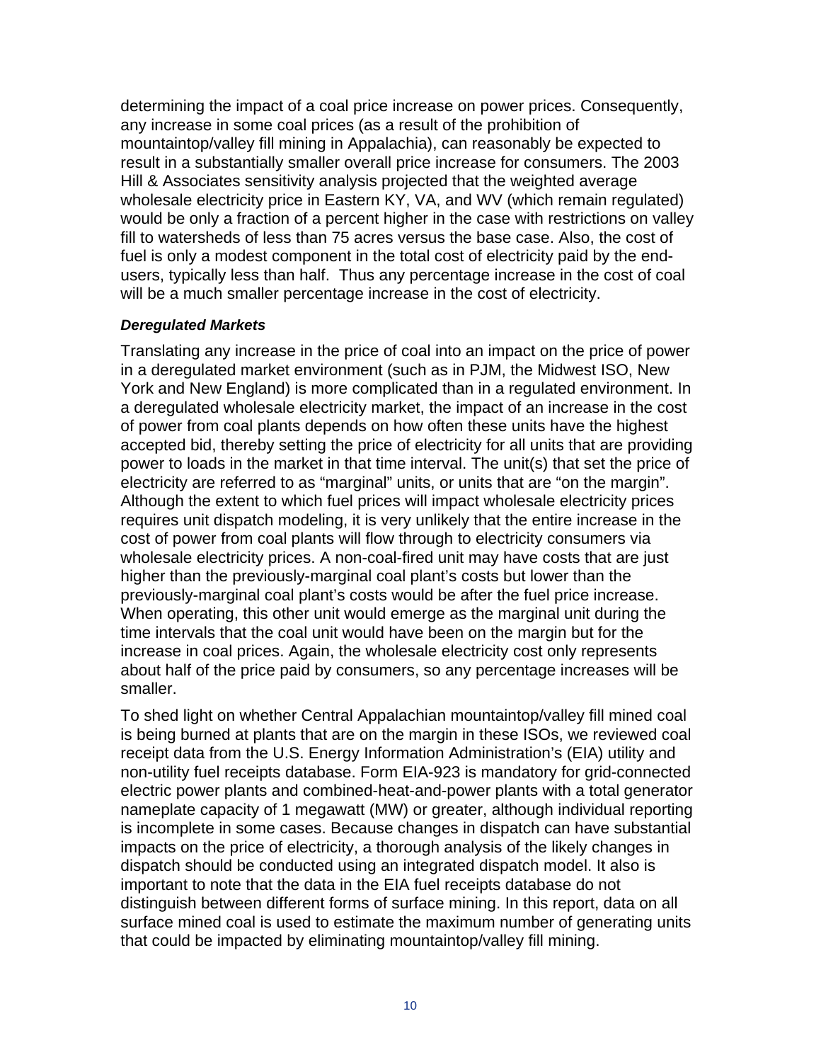determining the impact of a coal price increase on power prices. Consequently, any increase in some coal prices (as a result of the prohibition of mountaintop/valley fill mining in Appalachia), can reasonably be expected to result in a substantially smaller overall price increase for consumers. The 2003 Hill & Associates sensitivity analysis projected that the weighted average wholesale electricity price in Eastern KY, VA, and WV (which remain regulated) would be only a fraction of a percent higher in the case with restrictions on valley fill to watersheds of less than 75 acres versus the base case. Also, the cost of fuel is only a modest component in the total cost of electricity paid by the end-users, typically less than half. Thus any percentage increase in the cost of coal will be a much smaller percentage increase in the cost of electricity.

***Deregulated Markets***

Translating any increase in the price of coal into an impact on the price of power in a deregulated market environment (such as in PJM, the Midwest ISO, New York and New England) is more complicated than in a regulated environment. In a deregulated wholesale electricity market, the impact of an increase in the cost of power from coal plants depends on how often these units have the highest accepted bid, thereby setting the price of electricity for all units that are providing power to loads in the market in that time interval. The unit(s) that set the price of electricity are referred to as "marginal" units, or units that are "on the margin". Although the extent to which fuel prices will impact wholesale electricity prices requires unit dispatch modeling, it is very unlikely that the entire increase in the cost of power from coal plants will flow through to electricity consumers via wholesale electricity prices. A non-coal-fired unit may have costs that are just higher than the previously-marginal coal plant's costs but lower than the previously-marginal coal plant's costs would be after the fuel price increase. When operating, this other unit would emerge as the marginal unit during the time intervals that the coal unit would have been on the margin but for the increase in coal prices. Again, the wholesale electricity cost only represents about half of the price paid by consumers, so any percentage increases will be smaller.

To shed light on whether Central Appalachian mountaintop/valley fill mined coal is being burned at plants that are on the margin in these ISOs, we reviewed coal receipt data from the U.S. Energy Information Administration's (EIA) utility and non-utility fuel receipts database. Form EIA-923 is mandatory for grid-connected electric power plants and combined-heat-and-power plants with a total generator nameplate capacity of 1 megawatt (MW) or greater, although individual reporting is incomplete in some cases. Because changes in dispatch can have substantial impacts on the price of electricity, a thorough analysis of the likely changes in dispatch should be conducted using an integrated dispatch model. It also is important to note that the data in the EIA fuel receipts database do not distinguish between different forms of surface mining. In this report, data on all surface mined coal is used to estimate the maximum number of generating units that could be impacted by eliminating mountaintop/valley fill mining.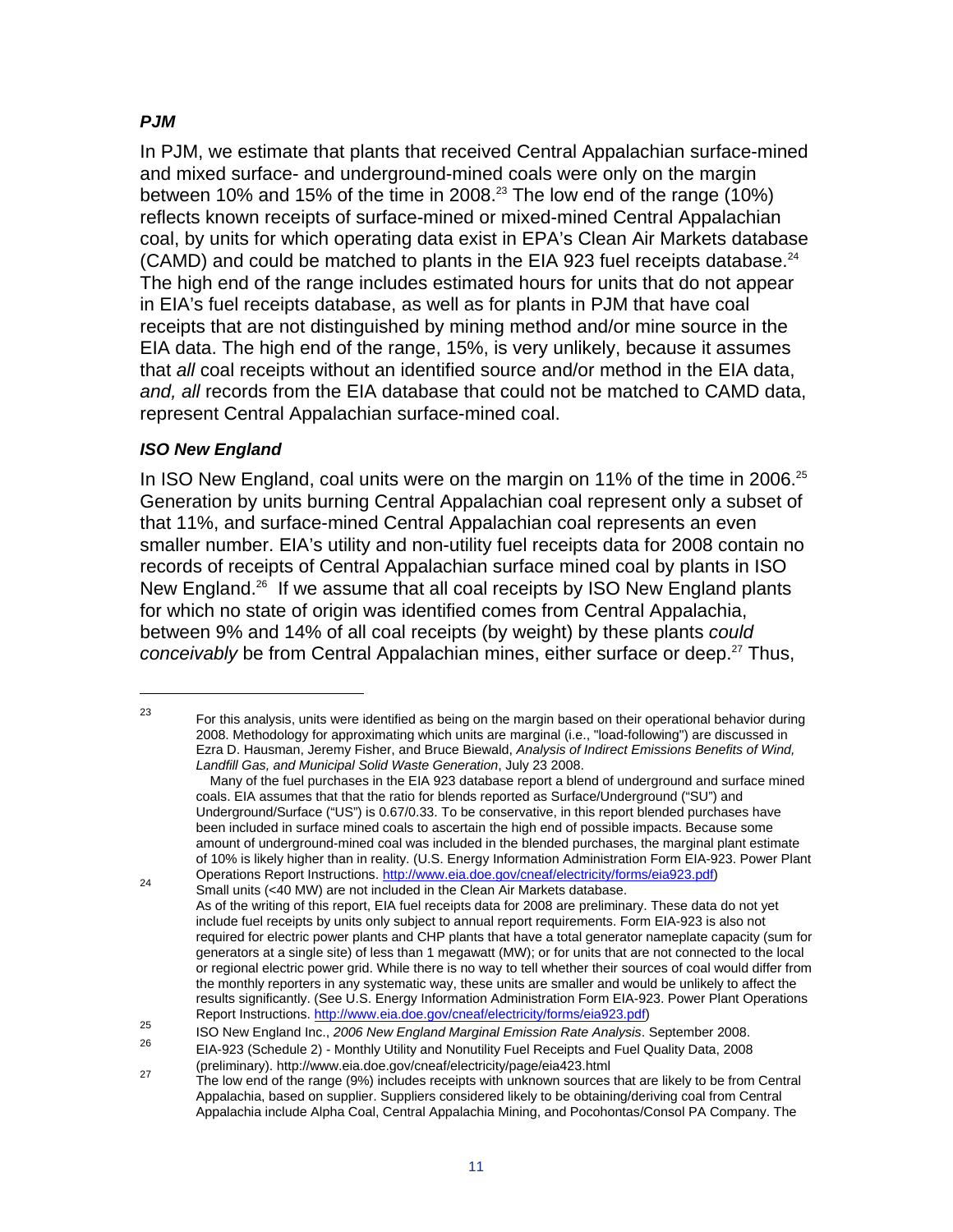### *PJM*

In PJM, we estimate that plants that received Central Appalachian surface-mined and mixed surface- and underground-mined coals were only on the margin between 10% and 15% of the time in 2008.[23] The low end of the range (10%) reflects known receipts of surface-mined or mixed-mined Central Appalachian coal, by units for which operating data exist in EPA's Clean Air Markets database (CAMD) and could be matched to plants in the EIA 923 fuel receipts database.[24] The high end of the range includes estimated hours for units that do not appear in EIA's fuel receipts database, as well as for plants in PJM that have coal receipts that are not distinguished by mining method and/or mine source in the EIA data. The high end of the range, 15%, is very unlikely, because it assumes that *all* coal receipts without an identified source and/or method in the EIA data, *and, all* records from the EIA database that could not be matched to CAMD data, represent Central Appalachian surface-mined coal.

### *ISO New England*

In ISO New England, coal units were on the margin on 11% of the time in 2006.[25] Generation by units burning Central Appalachian coal represent only a subset of that 11%, and surface-mined Central Appalachian coal represents an even smaller number. EIA's utility and non-utility fuel receipts data for 2008 contain no records of receipts of Central Appalachian surface mined coal by plants in ISO New England.[26] If we assume that all coal receipts by ISO New England plants for which no state of origin was identified comes from Central Appalachia, between 9% and 14% of all coal receipts (by weight) by these plants *could conceivably* be from Central Appalachian mines, either surface or deep.[27] Thus,

---

[23] For this analysis, units were identified as being on the margin based on their operational behavior during 2008. Methodology for approximating which units are marginal (i.e., "load-following") are discussed in Ezra D. Hausman, Jeremy Fisher, and Bruce Biewald, *Analysis of Indirect Emissions Benefits of Wind, Landfill Gas, and Municipal Solid Waste Generation*, July 23 2008.
Many of the fuel purchases in the EIA 923 database report a blend of underground and surface mined coals. EIA assumes that that the ratio for blends reported as Surface/Underground ("SU") and Underground/Surface ("US") is 0.67/0.33. To be conservative, in this report blended purchases have been included in surface mined coals to ascertain the high end of possible impacts. Because some amount of underground-mined coal was included in the blended purchases, the marginal plant estimate of 10% is likely higher than in reality. (U.S. Energy Information Administration Form EIA-923. Power Plant Operations Report Instructions. http://www.eia.doe.gov/cneaf/electricity/forms/eia923.pdf)

[24] Small units (<40 MW) are not included in the Clean Air Markets database.
As of the writing of this report, EIA fuel receipts data for 2008 are preliminary. These data do not yet include fuel receipts by units only subject to annual report requirements. Form EIA-923 is also not required for electric power plants and CHP plants that have a total generator nameplate capacity (sum for generators at a single site) of less than 1 megawatt (MW); or for units that are not connected to the local or regional electric power grid. While there is no way to tell whether their sources of coal would differ from the monthly reporters in any systematic way, these units are smaller and would be unlikely to affect the results significantly. (See U.S. Energy Information Administration Form EIA-923. Power Plant Operations Report Instructions. http://www.eia.doe.gov/cneaf/electricity/forms/eia923.pdf)

[25] ISO New England Inc., *2006 New England Marginal Emission Rate Analysis*. September 2008.

[26] EIA-923 (Schedule 2) - Monthly Utility and Nonutility Fuel Receipts and Fuel Quality Data, 2008 (preliminary). http://www.eia.doe.gov/cneaf/electricity/page/eia423.html

[27] The low end of the range (9%) includes receipts with unknown sources that are likely to be from Central Appalachia, based on supplier. Suppliers considered likely to be obtaining/deriving coal from Central Appalachia include Alpha Coal, Central Appalachia Mining, and Pocohontas/Consol PA Company. The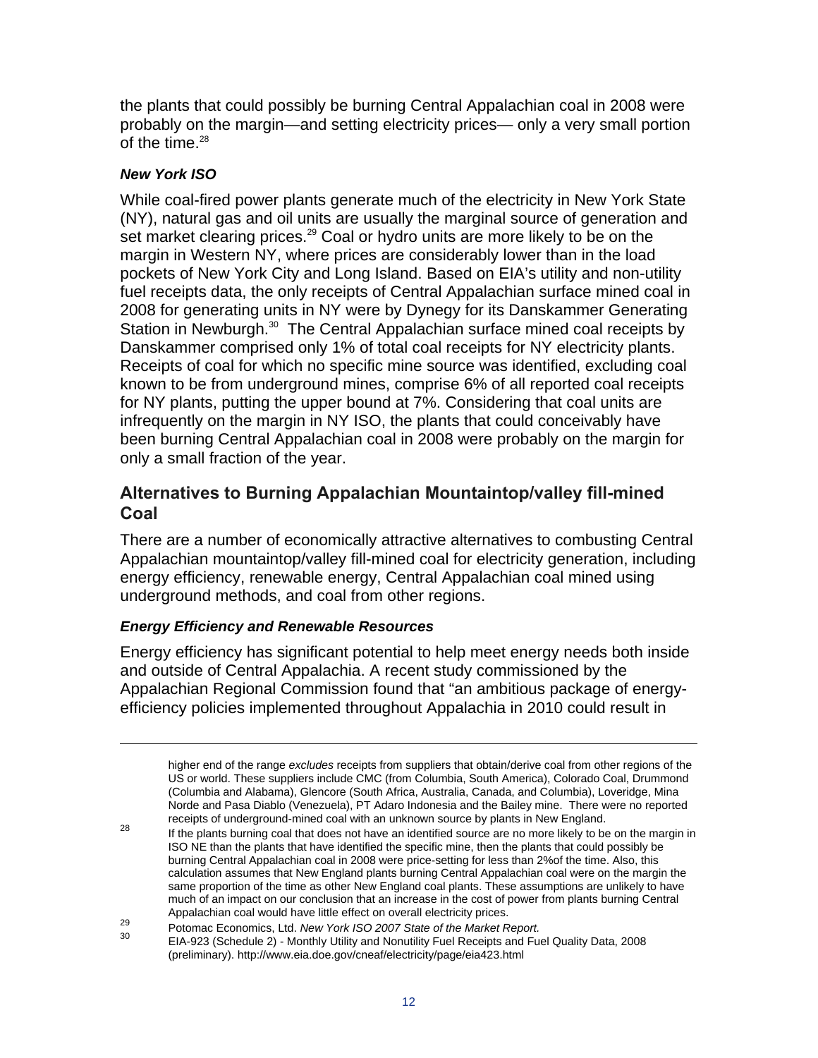the plants that could possibly be burning Central Appalachian coal in 2008 were probably on the margin—and setting electricity prices— only a very small portion of the time.[28]

### *New York ISO*

While coal-fired power plants generate much of the electricity in New York State (NY), natural gas and oil units are usually the marginal source of generation and set market clearing prices.[29] Coal or hydro units are more likely to be on the margin in Western NY, where prices are considerably lower than in the load pockets of New York City and Long Island. Based on EIA's utility and non-utility fuel receipts data, the only receipts of Central Appalachian surface mined coal in 2008 for generating units in NY were by Dynegy for its Danskammer Generating Station in Newburgh.[30] The Central Appalachian surface mined coal receipts by Danskammer comprised only 1% of total coal receipts for NY electricity plants. Receipts of coal for which no specific mine source was identified, excluding coal known to be from underground mines, comprise 6% of all reported coal receipts for NY plants, putting the upper bound at 7%. Considering that coal units are infrequently on the margin in NY ISO, the plants that could conceivably have been burning Central Appalachian coal in 2008 were probably on the margin for only a small fraction of the year.

## Alternatives to Burning Appalachian Mountaintop/valley fill-mined Coal

There are a number of economically attractive alternatives to combusting Central Appalachian mountaintop/valley fill-mined coal for electricity generation, including energy efficiency, renewable energy, Central Appalachian coal mined using underground methods, and coal from other regions.

### *Energy Efficiency and Renewable Resources*

Energy efficiency has significant potential to help meet energy needs both inside and outside of Central Appalachia. A recent study commissioned by the Appalachian Regional Commission found that "an ambitious package of energy-efficiency policies implemented throughout Appalachia in 2010 could result in

---

higher end of the range *excludes* receipts from suppliers that obtain/derive coal from other regions of the US or world. These suppliers include CMC (from Columbia, South America), Colorado Coal, Drummond (Columbia and Alabama), Glencore (South Africa, Australia, Canada, and Columbia), Loveridge, Mina Norde and Pasa Diablo (Venezuela), PT Adaro Indonesia and the Bailey mine. There were no reported receipts of underground-mined coal with an unknown source by plants in New England.

[28] If the plants burning coal that does not have an identified source are no more likely to be on the margin in ISO NE than the plants that have identified the specific mine, then the plants that could possibly be burning Central Appalachian coal in 2008 were price-setting for less than 2%of the time. Also, this calculation assumes that New England plants burning Central Appalachian coal were on the margin the same proportion of the time as other New England coal plants. These assumptions are unlikely to have much of an impact on our conclusion that an increase in the cost of power from plants burning Central Appalachian coal would have little effect on overall electricity prices.

[29] Potomac Economics, Ltd. *New York ISO 2007 State of the Market Report.*

[30] EIA-923 (Schedule 2) - Monthly Utility and Nonutility Fuel Receipts and Fuel Quality Data, 2008 (preliminary). http://www.eia.doe.gov/cneaf/electricity/page/eia423.html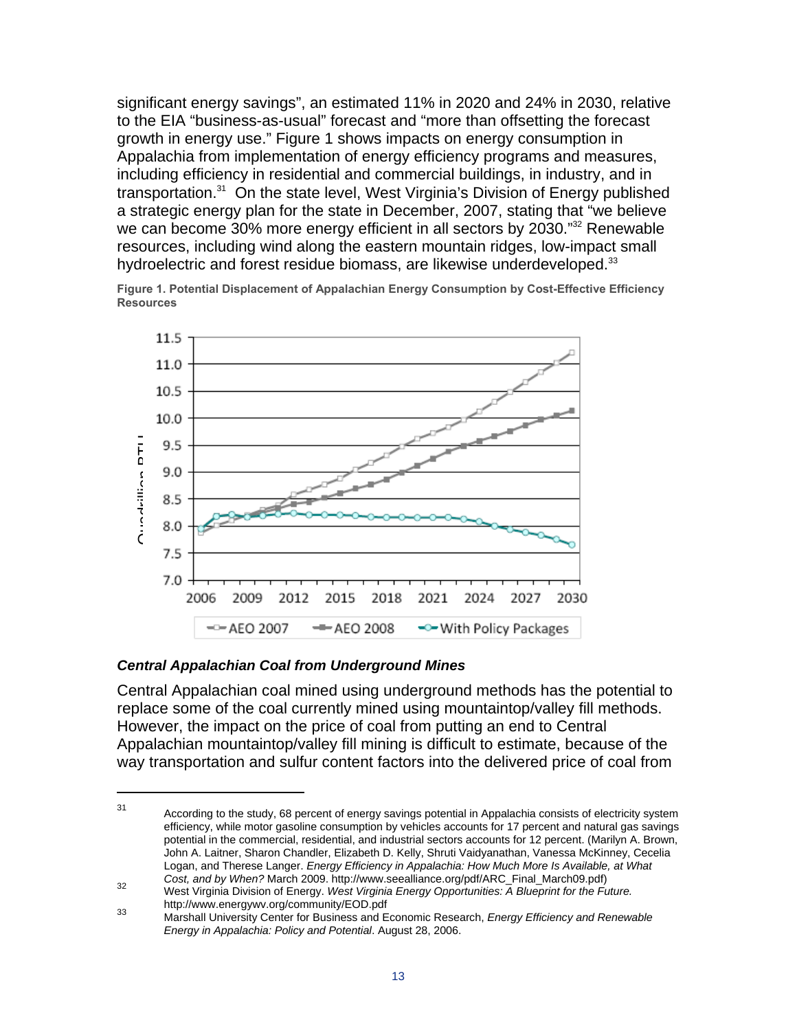significant energy savings", an estimated 11% in 2020 and 24% in 2030, relative to the EIA "business-as-usual" forecast and "more than offsetting the forecast growth in energy use." Figure 1 shows impacts on energy consumption in Appalachia from implementation of energy efficiency programs and measures, including efficiency in residential and commercial buildings, in industry, and in transportation.[31] On the state level, West Virginia's Division of Energy published a strategic energy plan for the state in December, 2007, stating that "we believe we can become 30% more energy efficient in all sectors by 2030."[32] Renewable resources, including wind along the eastern mountain ridges, low-impact small hydroelectric and forest residue biomass, are likewise underdeveloped.[33]

**Figure 1. Potential Displacement of Appalachian Energy Consumption by Cost-Effective Efficiency Resources**

### *Central Appalachian Coal from Underground Mines*

Central Appalachian coal mined using underground methods has the potential to replace some of the coal currently mined using mountaintop/valley fill methods. However, the impact on the price of coal from putting an end to Central Appalachian mountaintop/valley fill mining is difficult to estimate, because of the way transportation and sulfur content factors into the delivered price of coal from

---

[31] According to the study, 68 percent of energy savings potential in Appalachia consists of electricity system efficiency, while motor gasoline consumption by vehicles accounts for 17 percent and natural gas savings potential in the commercial, residential, and industrial sectors accounts for 12 percent. (Marilyn A. Brown, John A. Laitner, Sharon Chandler, Elizabeth D. Kelly, Shruti Vaidyanathan, Vanessa McKinney, Cecelia Logan, and Therese Langer. *Energy Efficiency in Appalachia: How Much More Is Available, at What Cost, and by When?* March 2009. http://www.seealliance.org/pdf/ARC_Final_March09.pdf)

[32] West Virginia Division of Energy. *West Virginia Energy Opportunities: A Blueprint for the Future.* http://www.energywv.org/community/EOD.pdf

[33] Marshall University Center for Business and Economic Research, *Energy Efficiency and Renewable Energy in Appalachia: Policy and Potential*. August 28, 2006.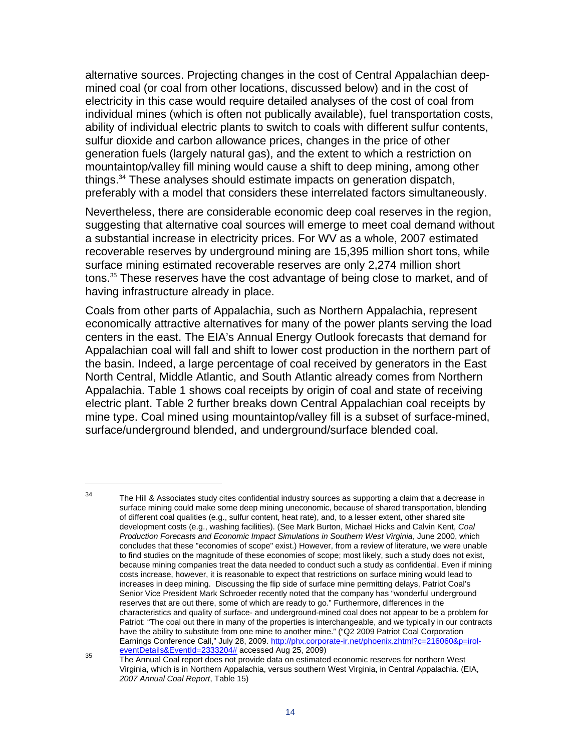alternative sources. Projecting changes in the cost of Central Appalachian deep-mined coal (or coal from other locations, discussed below) and in the cost of electricity in this case would require detailed analyses of the cost of coal from individual mines (which is often not publically available), fuel transportation costs, ability of individual electric plants to switch to coals with different sulfur contents, sulfur dioxide and carbon allowance prices, changes in the price of other generation fuels (largely natural gas), and the extent to which a restriction on mountaintop/valley fill mining would cause a shift to deep mining, among other things.[34] These analyses should estimate impacts on generation dispatch, preferably with a model that considers these interrelated factors simultaneously.

Nevertheless, there are considerable economic deep coal reserves in the region, suggesting that alternative coal sources will emerge to meet coal demand without a substantial increase in electricity prices. For WV as a whole, 2007 estimated recoverable reserves by underground mining are 15,395 million short tons, while surface mining estimated recoverable reserves are only 2,274 million short tons.[35] These reserves have the cost advantage of being close to market, and of having infrastructure already in place.

Coals from other parts of Appalachia, such as Northern Appalachia, represent economically attractive alternatives for many of the power plants serving the load centers in the east. The EIA's Annual Energy Outlook forecasts that demand for Appalachian coal will fall and shift to lower cost production in the northern part of the basin. Indeed, a large percentage of coal received by generators in the East North Central, Middle Atlantic, and South Atlantic already comes from Northern Appalachia. Table 1 shows coal receipts by origin of coal and state of receiving electric plant. Table 2 further breaks down Central Appalachian coal receipts by mine type. Coal mined using mountaintop/valley fill is a subset of surface-mined, surface/underground blended, and underground/surface blended coal.

---

[34] The Hill & Associates study cites confidential industry sources as supporting a claim that a decrease in surface mining could make some deep mining uneconomic, because of shared transportation, blending of different coal qualities (e.g., sulfur content, heat rate), and, to a lesser extent, other shared site development costs (e.g., washing facilities). (See Mark Burton, Michael Hicks and Calvin Kent, *Coal Production Forecasts and Economic Impact Simulations in Southern West Virginia*, June 2000, which concludes that these "economies of scope" exist.) However, from a review of literature, we were unable to find studies on the magnitude of these economies of scope; most likely, such a study does not exist, because mining companies treat the data needed to conduct such a study as confidential. Even if mining costs increase, however, it is reasonable to expect that restrictions on surface mining would lead to increases in deep mining. Discussing the flip side of surface mine permitting delays, Patriot Coal's Senior Vice President Mark Schroeder recently noted that the company has "wonderful underground reserves that are out there, some of which are ready to go." Furthermore, differences in the characteristics and quality of surface- and underground-mined coal does not appear to be a problem for Patriot: "The coal out there in many of the properties is interchangeable, and we typically in our contracts have the ability to substitute from one mine to another mine." ("Q2 2009 Patriot Coal Corporation Earnings Conference Call," July 28, 2009. http://phx.corporate-ir.net/phoenix.zhtml?c=216060&p=irol-eventDetails&EventId=2333204# accessed Aug 25, 2009)

[35] The Annual Coal report does not provide data on estimated economic reserves for northern West Virginia, which is in Northern Appalachia, versus southern West Virginia, in Central Appalachia. (EIA, *2007 Annual Coal Report*, Table 15)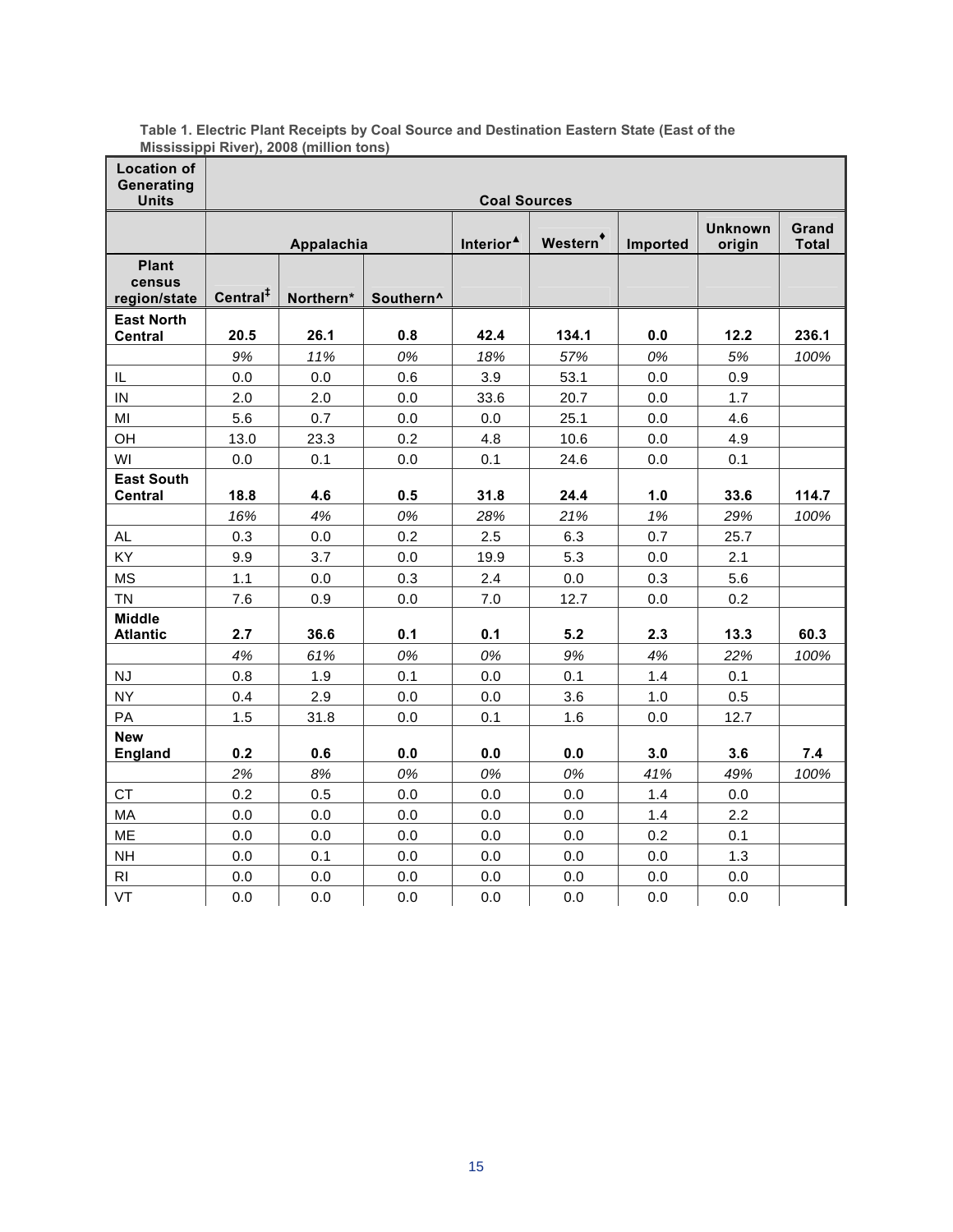**Table 1. Electric Plant Receipts by Coal Source and Destination Eastern State (East of the Mississippi River), 2008 (million tons)**

| Location of Generating Units | Coal Sources | | | | | | | |
|---|---|---|---|---|---|---|---|---|
| | Appalachia | | | Interior▲ | Western♦ | Imported | Unknown origin | Grand Total |
| Plant census region/state | Central‡ | Northern* | Southern^ | | | | | |
| **East North Central** | **20.5** | **26.1** | **0.8** | **42.4** | **134.1** | **0.0** | **12.2** | **236.1** |
| | *9%* | *11%* | *0%* | *18%* | *57%* | *0%* | *5%* | *100%* |
| IL | 0.0 | 0.0 | 0.6 | 3.9 | 53.1 | 0.0 | 0.9 | |
| IN | 2.0 | 2.0 | 0.0 | 33.6 | 20.7 | 0.0 | 1.7 | |
| MI | 5.6 | 0.7 | 0.0 | 0.0 | 25.1 | 0.0 | 4.6 | |
| OH | 13.0 | 23.3 | 0.2 | 4.8 | 10.6 | 0.0 | 4.9 | |
| WI | 0.0 | 0.1 | 0.0 | 0.1 | 24.6 | 0.0 | 0.1 | |
| **East South Central** | **18.8** | **4.6** | **0.5** | **31.8** | **24.4** | **1.0** | **33.6** | **114.7** |
| | *16%* | *4%* | *0%* | *28%* | *21%* | *1%* | *29%* | *100%* |
| AL | 0.3 | 0.0 | 0.2 | 2.5 | 6.3 | 0.7 | 25.7 | |
| KY | 9.9 | 3.7 | 0.0 | 19.9 | 5.3 | 0.0 | 2.1 | |
| MS | 1.1 | 0.0 | 0.3 | 2.4 | 0.0 | 0.3 | 5.6 | |
| TN | 7.6 | 0.9 | 0.0 | 7.0 | 12.7 | 0.0 | 0.2 | |
| **Middle Atlantic** | **2.7** | **36.6** | **0.1** | **0.1** | **5.2** | **2.3** | **13.3** | **60.3** |
| | *4%* | *61%* | *0%* | *0%* | *9%* | *4%* | *22%* | *100%* |
| NJ | 0.8 | 1.9 | 0.1 | 0.0 | 0.1 | 1.4 | 0.1 | |
| NY | 0.4 | 2.9 | 0.0 | 0.0 | 3.6 | 1.0 | 0.5 | |
| PA | 1.5 | 31.8 | 0.0 | 0.1 | 1.6 | 0.0 | 12.7 | |
| **New England** | **0.2** | **0.6** | **0.0** | **0.0** | **0.0** | **3.0** | **3.6** | **7.4** |
| | *2%* | *8%* | *0%* | *0%* | *0%* | *41%* | *49%* | *100%* |
| CT | 0.2 | 0.5 | 0.0 | 0.0 | 0.0 | 1.4 | 0.0 | |
| MA | 0.0 | 0.0 | 0.0 | 0.0 | 0.0 | 1.4 | 2.2 | |
| ME | 0.0 | 0.0 | 0.0 | 0.0 | 0.0 | 0.2 | 0.1 | |
| NH | 0.0 | 0.1 | 0.0 | 0.0 | 0.0 | 0.0 | 1.3 | |
| RI | 0.0 | 0.0 | 0.0 | 0.0 | 0.0 | 0.0 | 0.0 | |
| VT | 0.0 | 0.0 | 0.0 | 0.0 | 0.0 | 0.0 | 0.0 | |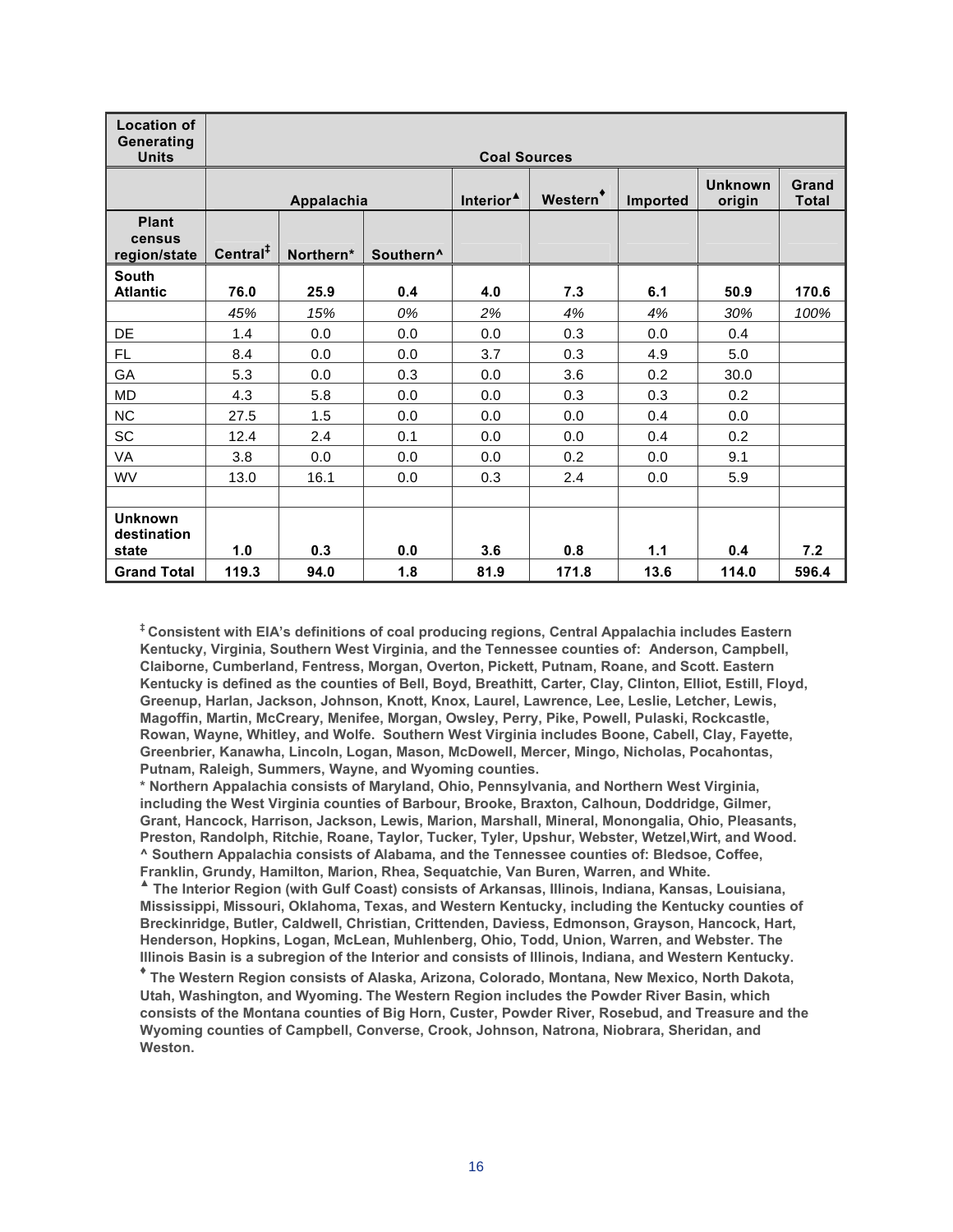| Location of Generating Units | Coal Sources | | | | | | | |
|---|---|---|---|---|---|---|---|---|
| | Appalachia | | | Interior▲ | Western♦ | Imported | Unknown origin | Grand Total |
| Plant census region/state | Central‡ | Northern* | Southern^ | | | | | |
| **South Atlantic** | **76.0** | **25.9** | **0.4** | **4.0** | **7.3** | **6.1** | **50.9** | **170.6** |
| | *45%* | *15%* | *0%* | *2%* | *4%* | *4%* | *30%* | *100%* |
| DE | 1.4 | 0.0 | 0.0 | 0.0 | 0.3 | 0.0 | 0.4 | |
| FL | 8.4 | 0.0 | 0.0 | 3.7 | 0.3 | 4.9 | 5.0 | |
| GA | 5.3 | 0.0 | 0.3 | 0.0 | 3.6 | 0.2 | 30.0 | |
| MD | 4.3 | 5.8 | 0.0 | 0.0 | 0.3 | 0.3 | 0.2 | |
| NC | 27.5 | 1.5 | 0.0 | 0.0 | 0.0 | 0.4 | 0.0 | |
| SC | 12.4 | 2.4 | 0.1 | 0.0 | 0.0 | 0.4 | 0.2 | |
| VA | 3.8 | 0.0 | 0.0 | 0.0 | 0.2 | 0.0 | 9.1 | |
| WV | 13.0 | 16.1 | 0.0 | 0.3 | 2.4 | 0.0 | 5.9 | |
| | | | | | | | | |
| **Unknown destination state** | **1.0** | **0.3** | **0.0** | **3.6** | **0.8** | **1.1** | **0.4** | **7.2** |
| **Grand Total** | **119.3** | **94.0** | **1.8** | **81.9** | **171.8** | **13.6** | **114.0** | **596.4** |

**‡ Consistent with EIA's definitions of coal producing regions, Central Appalachia includes Eastern Kentucky, Virginia, Southern West Virginia, and the Tennessee counties of: Anderson, Campbell, Claiborne, Cumberland, Fentress, Morgan, Overton, Pickett, Putnam, Roane, and Scott. Eastern Kentucky is defined as the counties of Bell, Boyd, Breathitt, Carter, Clay, Clinton, Elliot, Estill, Floyd, Greenup, Harlan, Jackson, Johnson, Knott, Knox, Laurel, Lawrence, Lee, Leslie, Letcher, Lewis, Magoffin, Martin, McCreary, Menifee, Morgan, Owsley, Perry, Pike, Powell, Pulaski, Rockcastle, Rowan, Wayne, Whitley, and Wolfe. Southern West Virginia includes Boone, Cabell, Clay, Fayette, Greenbrier, Kanawha, Lincoln, Logan, Mason, McDowell, Mercer, Mingo, Nicholas, Pocahontas, Putnam, Raleigh, Summers, Wayne, and Wyoming counties.**

**\* Northern Appalachia consists of Maryland, Ohio, Pennsylvania, and Northern West Virginia, including the West Virginia counties of Barbour, Brooke, Braxton, Calhoun, Doddridge, Gilmer, Grant, Hancock, Harrison, Jackson, Lewis, Marion, Marshall, Mineral, Monongalia, Ohio, Pleasants, Preston, Randolph, Ritchie, Roane, Taylor, Tucker, Tyler, Upshur, Webster, Wetzel,Wirt, and Wood.**

**^ Southern Appalachia consists of Alabama, and the Tennessee counties of: Bledsoe, Coffee, Franklin, Grundy, Hamilton, Marion, Rhea, Sequatchie, Van Buren, Warren, and White.**

**▲ The Interior Region (with Gulf Coast) consists of Arkansas, Illinois, Indiana, Kansas, Louisiana, Mississippi, Missouri, Oklahoma, Texas, and Western Kentucky, including the Kentucky counties of Breckinridge, Butler, Caldwell, Christian, Crittenden, Daviess, Edmonson, Grayson, Hancock, Hart, Henderson, Hopkins, Logan, McLean, Muhlenberg, Ohio, Todd, Union, Warren, and Webster. The Illinois Basin is a subregion of the Interior and consists of Illinois, Indiana, and Western Kentucky.**

**♦ The Western Region consists of Alaska, Arizona, Colorado, Montana, New Mexico, North Dakota, Utah, Washington, and Wyoming. The Western Region includes the Powder River Basin, which consists of the Montana counties of Big Horn, Custer, Powder River, Rosebud, and Treasure and the Wyoming counties of Campbell, Converse, Crook, Johnson, Natrona, Niobrara, Sheridan, and Weston.**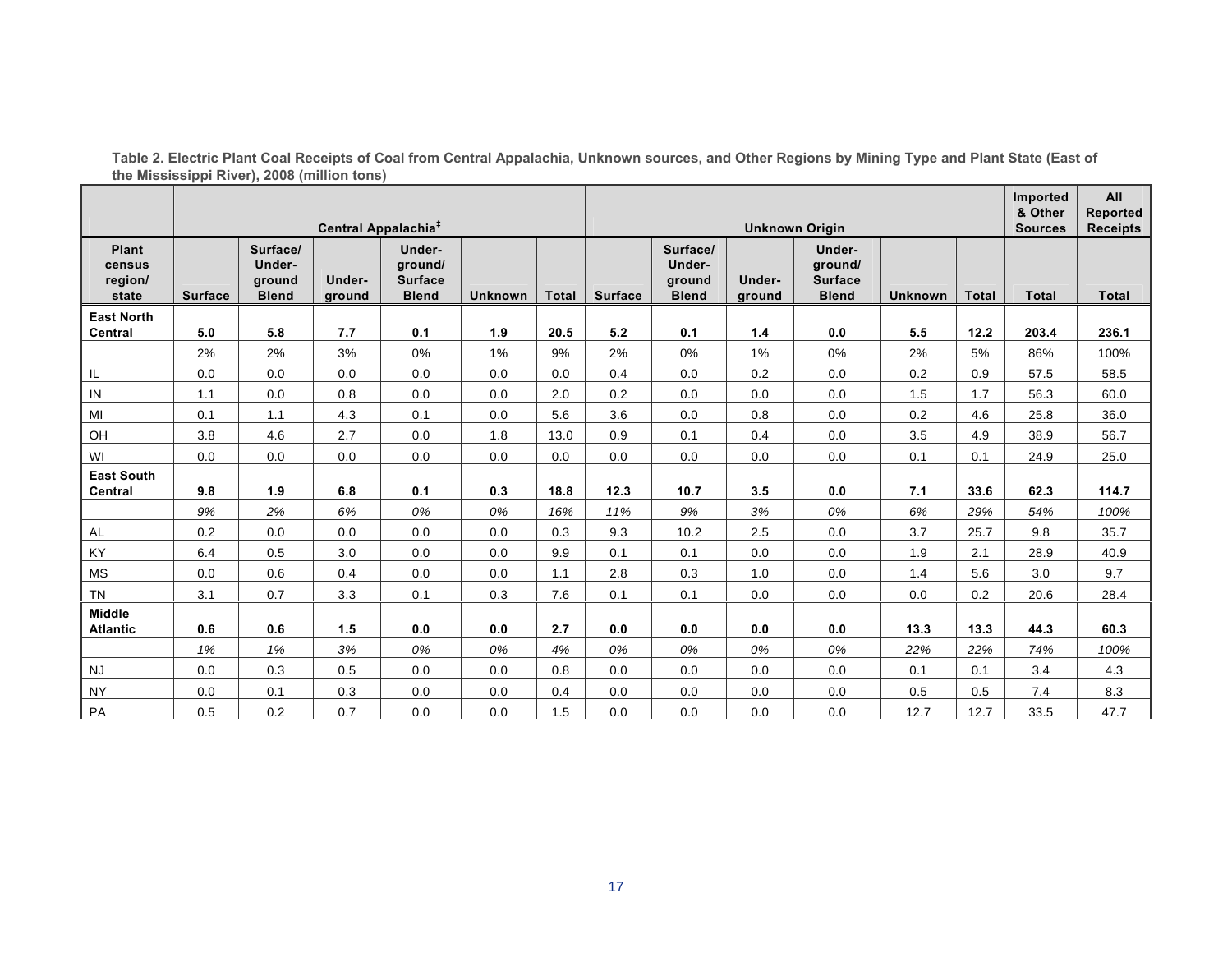**Table 2. Electric Plant Coal Receipts of Coal from Central Appalachia, Unknown sources, and Other Regions by Mining Type and Plant State (East of the Mississippi River), 2008 (million tons)**

| | Central Appalachia‡ | | | | | | Unknown Origin | | | | | | Imported & Other Sources | All Reported Receipts |
|---|---|---|---|---|---|---|---|---|---|---|---|---|---|---|
| **Plant census region/ state** | **Surface** | **Surface/ Under-ground Blend** | **Under-ground** | **Under-ground/ Surface Blend** | **Unknown** | **Total** | **Surface** | **Surface/ Under-ground Blend** | **Under-ground** | **Under-ground/ Surface Blend** | **Unknown** | **Total** | **Total** | **Total** |
| **East North Central** | **5.0** | **5.8** | **7.7** | **0.1** | **1.9** | **20.5** | **5.2** | **0.1** | **1.4** | **0.0** | **5.5** | **12.2** | **203.4** | **236.1** |
| | 2% | 2% | 3% | 0% | 1% | 9% | 2% | 0% | 1% | 0% | 2% | 5% | 86% | 100% |
| IL | 0.0 | 0.0 | 0.0 | 0.0 | 0.0 | 0.0 | 0.4 | 0.0 | 0.2 | 0.0 | 0.2 | 0.9 | 57.5 | 58.5 |
| IN | 1.1 | 0.0 | 0.8 | 0.0 | 0.0 | 2.0 | 0.2 | 0.0 | 0.0 | 0.0 | 1.5 | 1.7 | 56.3 | 60.0 |
| MI | 0.1 | 1.1 | 4.3 | 0.1 | 0.0 | 5.6 | 3.6 | 0.0 | 0.8 | 0.0 | 0.2 | 4.6 | 25.8 | 36.0 |
| OH | 3.8 | 4.6 | 2.7 | 0.0 | 1.8 | 13.0 | 0.9 | 0.1 | 0.4 | 0.0 | 3.5 | 4.9 | 38.9 | 56.7 |
| WI | 0.0 | 0.0 | 0.0 | 0.0 | 0.0 | 0.0 | 0.0 | 0.0 | 0.0 | 0.0 | 0.1 | 0.1 | 24.9 | 25.0 |
| **East South Central** | **9.8** | **1.9** | **6.8** | **0.1** | **0.3** | **18.8** | **12.3** | **10.7** | **3.5** | **0.0** | **7.1** | **33.6** | **62.3** | **114.7** |
| | *9%* | *2%* | *6%* | *0%* | *0%* | *16%* | *11%* | *9%* | *3%* | *0%* | *6%* | *29%* | *54%* | *100%* |
| AL | 0.2 | 0.0 | 0.0 | 0.0 | 0.0 | 0.3 | 9.3 | 10.2 | 2.5 | 0.0 | 3.7 | 25.7 | 9.8 | 35.7 |
| KY | 6.4 | 0.5 | 3.0 | 0.0 | 0.0 | 9.9 | 0.1 | 0.1 | 0.0 | 0.0 | 1.9 | 2.1 | 28.9 | 40.9 |
| MS | 0.0 | 0.6 | 0.4 | 0.0 | 0.0 | 1.1 | 2.8 | 0.3 | 1.0 | 0.0 | 1.4 | 5.6 | 3.0 | 9.7 |
| TN | 3.1 | 0.7 | 3.3 | 0.1 | 0.3 | 7.6 | 0.1 | 0.1 | 0.0 | 0.0 | 0.0 | 0.2 | 20.6 | 28.4 |
| **Middle Atlantic** | **0.6** | **0.6** | **1.5** | **0.0** | **0.0** | **2.7** | **0.0** | **0.0** | **0.0** | **0.0** | **13.3** | **13.3** | **44.3** | **60.3** |
| | *1%* | *1%* | *3%* | *0%* | *0%* | *4%* | *0%* | *0%* | *0%* | *0%* | *22%* | *22%* | *74%* | *100%* |
| NJ | 0.0 | 0.3 | 0.5 | 0.0 | 0.0 | 0.8 | 0.0 | 0.0 | 0.0 | 0.0 | 0.1 | 0.1 | 3.4 | 4.3 |
| NY | 0.0 | 0.1 | 0.3 | 0.0 | 0.0 | 0.4 | 0.0 | 0.0 | 0.0 | 0.0 | 0.5 | 0.5 | 7.4 | 8.3 |
| PA | 0.5 | 0.2 | 0.7 | 0.0 | 0.0 | 1.5 | 0.0 | 0.0 | 0.0 | 0.0 | 12.7 | 12.7 | 33.5 | 47.7 |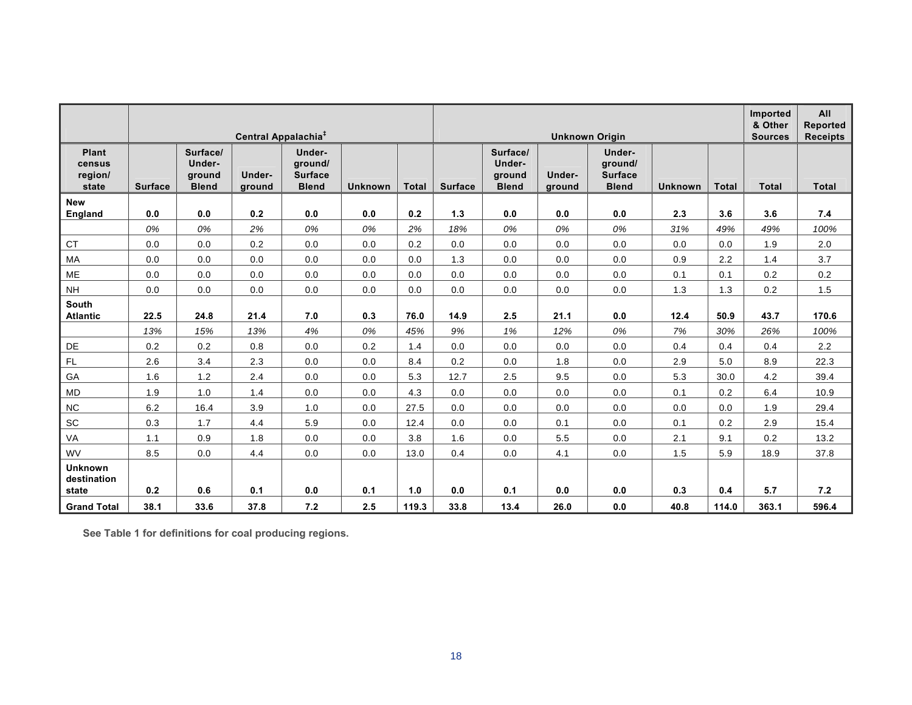| | Central Appalachia‡ | | | | | | Unknown Origin | | | | | | Imported & Other Sources | All Reported Receipts |
|---|---|---|---|---|---|---|---|---|---|---|---|---|---|---|
| **Plant census region/ state** | **Surface** | **Surface/ Under-ground Blend** | **Under-ground** | **Under-ground/ Surface Blend** | **Unknown** | **Total** | **Surface** | **Surface/ Under-ground Blend** | **Under-ground** | **Under-ground/ Surface Blend** | **Unknown** | **Total** | **Total** | **Total** |
| **New England** | **0.0** | **0.0** | **0.2** | **0.0** | **0.0** | **0.2** | **1.3** | **0.0** | **0.0** | **0.0** | **2.3** | **3.6** | **3.6** | **7.4** |
| | *0%* | *0%* | *2%* | *0%* | *0%* | *2%* | *18%* | *0%* | *0%* | *0%* | *31%* | *49%* | *49%* | *100%* |
| CT | 0.0 | 0.0 | 0.2 | 0.0 | 0.0 | 0.2 | 0.0 | 0.0 | 0.0 | 0.0 | 0.0 | 0.0 | 1.9 | 2.0 |
| MA | 0.0 | 0.0 | 0.0 | 0.0 | 0.0 | 0.0 | 1.3 | 0.0 | 0.0 | 0.0 | 0.9 | 2.2 | 1.4 | 3.7 |
| ME | 0.0 | 0.0 | 0.0 | 0.0 | 0.0 | 0.0 | 0.0 | 0.0 | 0.0 | 0.0 | 0.1 | 0.1 | 0.2 | 0.2 |
| NH | 0.0 | 0.0 | 0.0 | 0.0 | 0.0 | 0.0 | 0.0 | 0.0 | 0.0 | 0.0 | 1.3 | 1.3 | 0.2 | 1.5 |
| **South Atlantic** | **22.5** | **24.8** | **21.4** | **7.0** | **0.3** | **76.0** | **14.9** | **2.5** | **21.1** | **0.0** | **12.4** | **50.9** | **43.7** | **170.6** |
| | *13%* | *15%* | *13%* | *4%* | *0%* | *45%* | *9%* | *1%* | *12%* | *0%* | *7%* | *30%* | *26%* | *100%* |
| DE | 0.2 | 0.2 | 0.8 | 0.0 | 0.2 | 1.4 | 0.0 | 0.0 | 0.0 | 0.0 | 0.4 | 0.4 | 0.4 | 2.2 |
| FL | 2.6 | 3.4 | 2.3 | 0.0 | 0.0 | 8.4 | 0.2 | 0.0 | 1.8 | 0.0 | 2.9 | 5.0 | 8.9 | 22.3 |
| GA | 1.6 | 1.2 | 2.4 | 0.0 | 0.0 | 5.3 | 12.7 | 2.5 | 9.5 | 0.0 | 5.3 | 30.0 | 4.2 | 39.4 |
| MD | 1.9 | 1.0 | 1.4 | 0.0 | 0.0 | 4.3 | 0.0 | 0.0 | 0.0 | 0.0 | 0.1 | 0.2 | 6.4 | 10.9 |
| NC | 6.2 | 16.4 | 3.9 | 1.0 | 0.0 | 27.5 | 0.0 | 0.0 | 0.0 | 0.0 | 0.0 | 0.0 | 1.9 | 29.4 |
| SC | 0.3 | 1.7 | 4.4 | 5.9 | 0.0 | 12.4 | 0.0 | 0.0 | 0.1 | 0.0 | 0.1 | 0.2 | 2.9 | 15.4 |
| VA | 1.1 | 0.9 | 1.8 | 0.0 | 0.0 | 3.8 | 1.6 | 0.0 | 5.5 | 0.0 | 2.1 | 9.1 | 0.2 | 13.2 |
| WV | 8.5 | 0.0 | 4.4 | 0.0 | 0.0 | 13.0 | 0.4 | 0.0 | 4.1 | 0.0 | 1.5 | 5.9 | 18.9 | 37.8 |
| **Unknown destination state** | **0.2** | **0.6** | **0.1** | **0.0** | **0.1** | **1.0** | **0.0** | **0.1** | **0.0** | **0.0** | **0.3** | **0.4** | **5.7** | **7.2** |
| **Grand Total** | **38.1** | **33.6** | **37.8** | **7.2** | **2.5** | **119.3** | **33.8** | **13.4** | **26.0** | **0.0** | **40.8** | **114.0** | **363.1** | **596.4** |

**See Table 1 for definitions for coal producing regions.**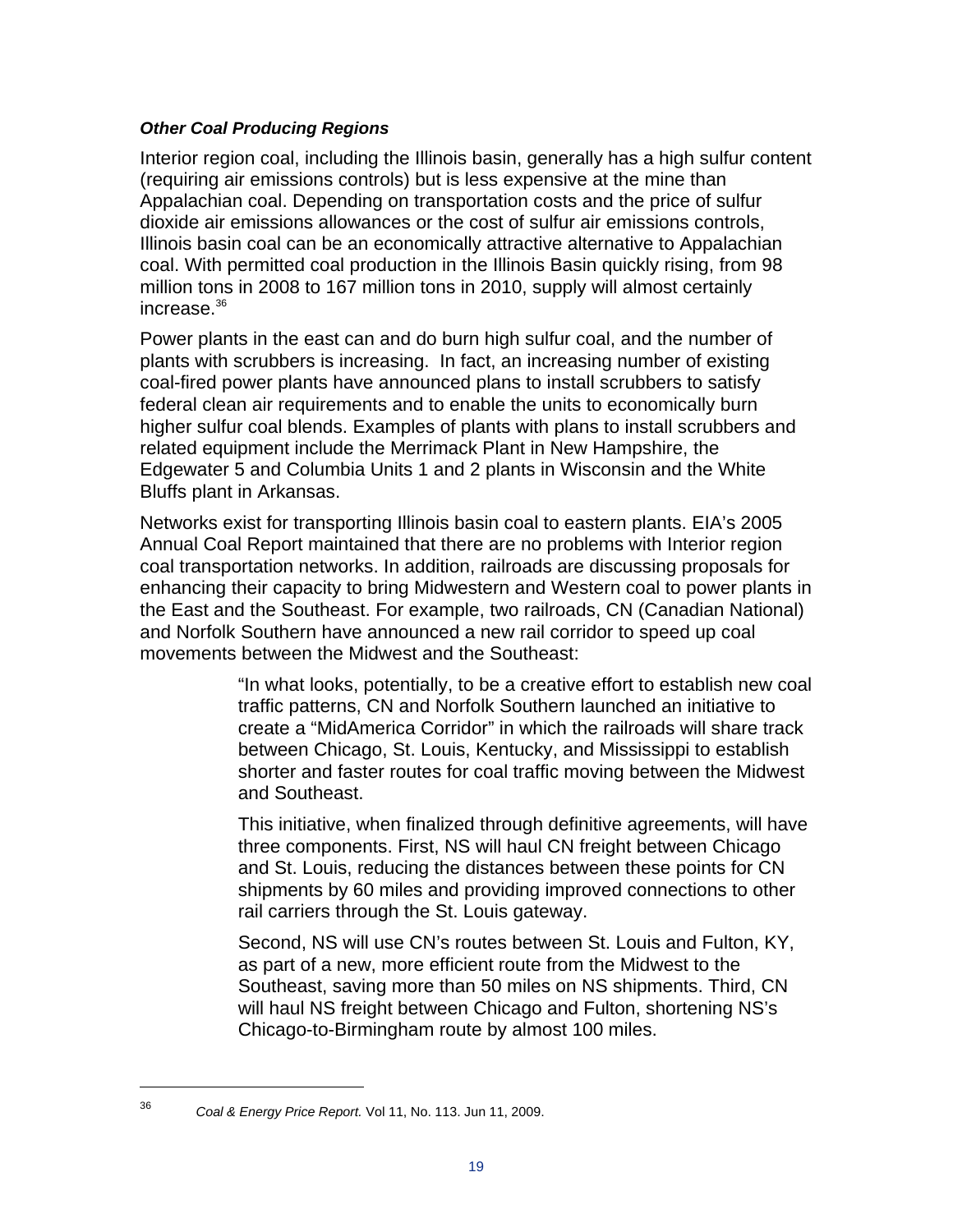***Other Coal Producing Regions***

Interior region coal, including the Illinois basin, generally has a high sulfur content (requiring air emissions controls) but is less expensive at the mine than Appalachian coal. Depending on transportation costs and the price of sulfur dioxide air emissions allowances or the cost of sulfur air emissions controls, Illinois basin coal can be an economically attractive alternative to Appalachian coal. With permitted coal production in the Illinois Basin quickly rising, from 98 million tons in 2008 to 167 million tons in 2010, supply will almost certainly increase.[36]

Power plants in the east can and do burn high sulfur coal, and the number of plants with scrubbers is increasing. In fact, an increasing number of existing coal-fired power plants have announced plans to install scrubbers to satisfy federal clean air requirements and to enable the units to economically burn higher sulfur coal blends. Examples of plants with plans to install scrubbers and related equipment include the Merrimack Plant in New Hampshire, the Edgewater 5 and Columbia Units 1 and 2 plants in Wisconsin and the White Bluffs plant in Arkansas.

Networks exist for transporting Illinois basin coal to eastern plants. EIA's 2005 Annual Coal Report maintained that there are no problems with Interior region coal transportation networks. In addition, railroads are discussing proposals for enhancing their capacity to bring Midwestern and Western coal to power plants in the East and the Southeast. For example, two railroads, CN (Canadian National) and Norfolk Southern have announced a new rail corridor to speed up coal movements between the Midwest and the Southeast:

> "In what looks, potentially, to be a creative effort to establish new coal traffic patterns, CN and Norfolk Southern launched an initiative to create a "MidAmerica Corridor" in which the railroads will share track between Chicago, St. Louis, Kentucky, and Mississippi to establish shorter and faster routes for coal traffic moving between the Midwest and Southeast.
>
> This initiative, when finalized through definitive agreements, will have three components. First, NS will haul CN freight between Chicago and St. Louis, reducing the distances between these points for CN shipments by 60 miles and providing improved connections to other rail carriers through the St. Louis gateway.
>
> Second, NS will use CN's routes between St. Louis and Fulton, KY, as part of a new, more efficient route from the Midwest to the Southeast, saving more than 50 miles on NS shipments. Third, CN will haul NS freight between Chicago and Fulton, shortening NS's Chicago-to-Birmingham route by almost 100 miles.

---

[36] *Coal & Energy Price Report.* Vol 11, No. 113. Jun 11, 2009.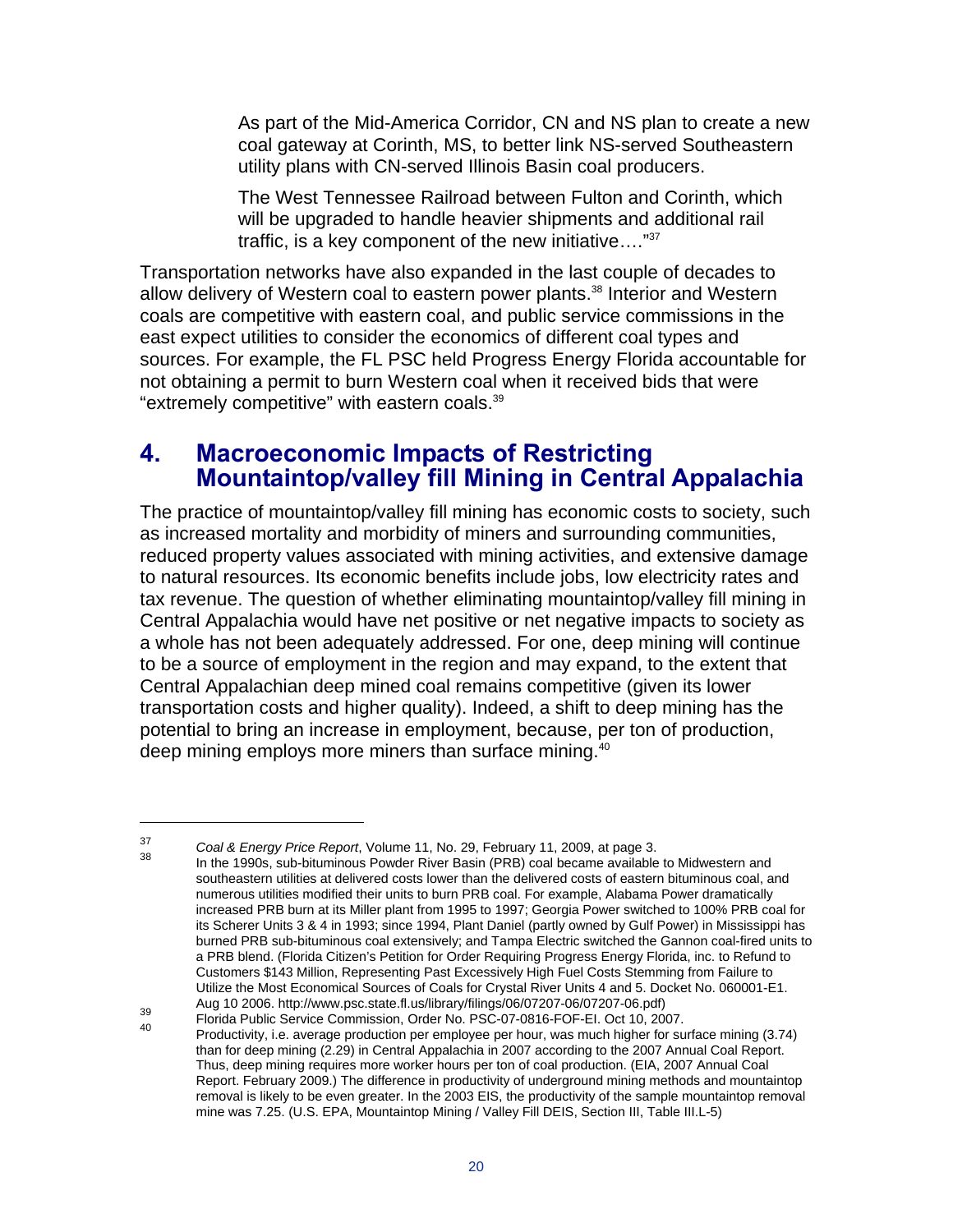> As part of the Mid-America Corridor, CN and NS plan to create a new coal gateway at Corinth, MS, to better link NS-served Southeastern utility plans with CN-served Illinois Basin coal producers.
>
> The West Tennessee Railroad between Fulton and Corinth, which will be upgraded to handle heavier shipments and additional rail traffic, is a key component of the new initiative…."[37]

Transportation networks have also expanded in the last couple of decades to allow delivery of Western coal to eastern power plants.[38] Interior and Western coals are competitive with eastern coal, and public service commissions in the east expect utilities to consider the economics of different coal types and sources. For example, the FL PSC held Progress Energy Florida accountable for not obtaining a permit to burn Western coal when it received bids that were "extremely competitive" with eastern coals.[39]

## 4. Macroeconomic Impacts of Restricting Mountaintop/valley fill Mining in Central Appalachia

The practice of mountaintop/valley fill mining has economic costs to society, such as increased mortality and morbidity of miners and surrounding communities, reduced property values associated with mining activities, and extensive damage to natural resources. Its economic benefits include jobs, low electricity rates and tax revenue. The question of whether eliminating mountaintop/valley fill mining in Central Appalachia would have net positive or net negative impacts to society as a whole has not been adequately addressed. For one, deep mining will continue to be a source of employment in the region and may expand, to the extent that Central Appalachian deep mined coal remains competitive (given its lower transportation costs and higher quality). Indeed, a shift to deep mining has the potential to bring an increase in employment, because, per ton of production, deep mining employs more miners than surface mining.[40]

---

[37] *Coal & Energy Price Report*, Volume 11, No. 29, February 11, 2009, at page 3.

[38] In the 1990s, sub-bituminous Powder River Basin (PRB) coal became available to Midwestern and southeastern utilities at delivered costs lower than the delivered costs of eastern bituminous coal, and numerous utilities modified their units to burn PRB coal. For example, Alabama Power dramatically increased PRB burn at its Miller plant from 1995 to 1997; Georgia Power switched to 100% PRB coal for its Scherer Units 3 & 4 in 1993; since 1994, Plant Daniel (partly owned by Gulf Power) in Mississippi has burned PRB sub-bituminous coal extensively; and Tampa Electric switched the Gannon coal-fired units to a PRB blend. (Florida Citizen's Petition for Order Requiring Progress Energy Florida, inc. to Refund to Customers $143 Million, Representing Past Excessively High Fuel Costs Stemming from Failure to Utilize the Most Economical Sources of Coals for Crystal River Units 4 and 5. Docket No. 060001-E1. Aug 10 2006. http://www.psc.state.fl.us/library/filings/06/07207-06/07207-06.pdf)

[39] Florida Public Service Commission, Order No. PSC-07-0816-FOF-EI. Oct 10, 2007.

[40] Productivity, i.e. average production per employee per hour, was much higher for surface mining (3.74) than for deep mining (2.29) in Central Appalachia in 2007 according to the 2007 Annual Coal Report. Thus, deep mining requires more worker hours per ton of coal production. (EIA, 2007 Annual Coal Report. February 2009.) The difference in productivity of underground mining methods and mountaintop removal is likely to be even greater. In the 2003 EIS, the productivity of the sample mountaintop removal mine was 7.25. (U.S. EPA, Mountaintop Mining / Valley Fill DEIS, Section III, Table III.L-5)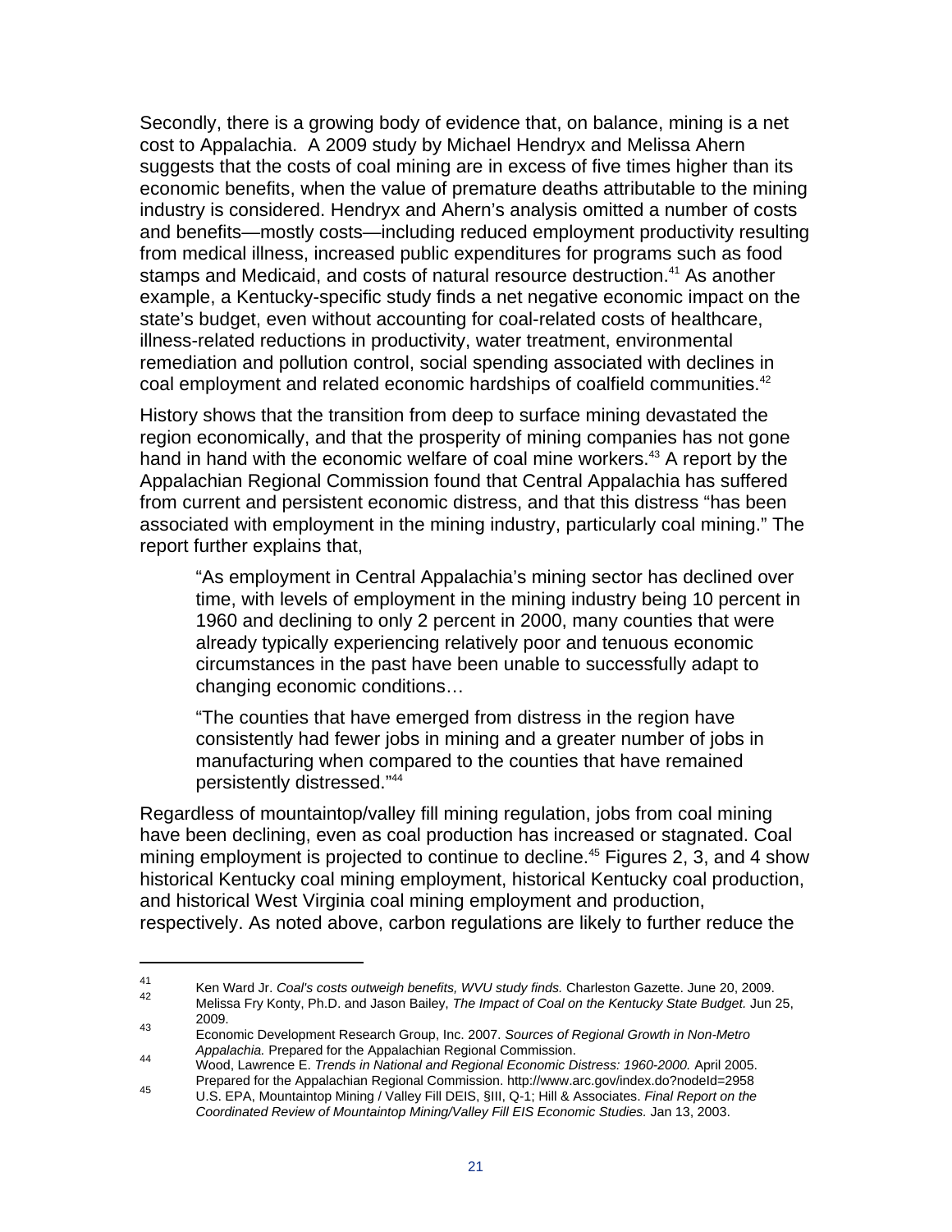Secondly, there is a growing body of evidence that, on balance, mining is a net cost to Appalachia. A 2009 study by Michael Hendryx and Melissa Ahern suggests that the costs of coal mining are in excess of five times higher than its economic benefits, when the value of premature deaths attributable to the mining industry is considered. Hendryx and Ahern's analysis omitted a number of costs and benefits—mostly costs—including reduced employment productivity resulting from medical illness, increased public expenditures for programs such as food stamps and Medicaid, and costs of natural resource destruction.[41] As another example, a Kentucky-specific study finds a net negative economic impact on the state's budget, even without accounting for coal-related costs of healthcare, illness-related reductions in productivity, water treatment, environmental remediation and pollution control, social spending associated with declines in coal employment and related economic hardships of coalfield communities.[42]

History shows that the transition from deep to surface mining devastated the region economically, and that the prosperity of mining companies has not gone hand in hand with the economic welfare of coal mine workers.[43] A report by the Appalachian Regional Commission found that Central Appalachia has suffered from current and persistent economic distress, and that this distress "has been associated with employment in the mining industry, particularly coal mining." The report further explains that,

> "As employment in Central Appalachia's mining sector has declined over time, with levels of employment in the mining industry being 10 percent in 1960 and declining to only 2 percent in 2000, many counties that were already typically experiencing relatively poor and tenuous economic circumstances in the past have been unable to successfully adapt to changing economic conditions…
>
> "The counties that have emerged from distress in the region have consistently had fewer jobs in mining and a greater number of jobs in manufacturing when compared to the counties that have remained persistently distressed."[44]

Regardless of mountaintop/valley fill mining regulation, jobs from coal mining have been declining, even as coal production has increased or stagnated. Coal mining employment is projected to continue to decline.[45] Figures 2, 3, and 4 show historical Kentucky coal mining employment, historical Kentucky coal production, and historical West Virginia coal mining employment and production, respectively. As noted above, carbon regulations are likely to further reduce the

---

[41] Ken Ward Jr. *Coal's costs outweigh benefits, WVU study finds.* Charleston Gazette. June 20, 2009.

[42] Melissa Fry Konty, Ph.D. and Jason Bailey, *The Impact of Coal on the Kentucky State Budget.* Jun 25, 2009.

[43] Economic Development Research Group, Inc. 2007. *Sources of Regional Growth in Non-Metro Appalachia.* Prepared for the Appalachian Regional Commission.

[44] Wood, Lawrence E. *Trends in National and Regional Economic Distress: 1960-2000.* April 2005. Prepared for the Appalachian Regional Commission. http://www.arc.gov/index.do?nodeId=2958

[45] U.S. EPA, Mountaintop Mining / Valley Fill DEIS, §III, Q-1; Hill & Associates. *Final Report on the Coordinated Review of Mountaintop Mining/Valley Fill EIS Economic Studies.* Jan 13, 2003.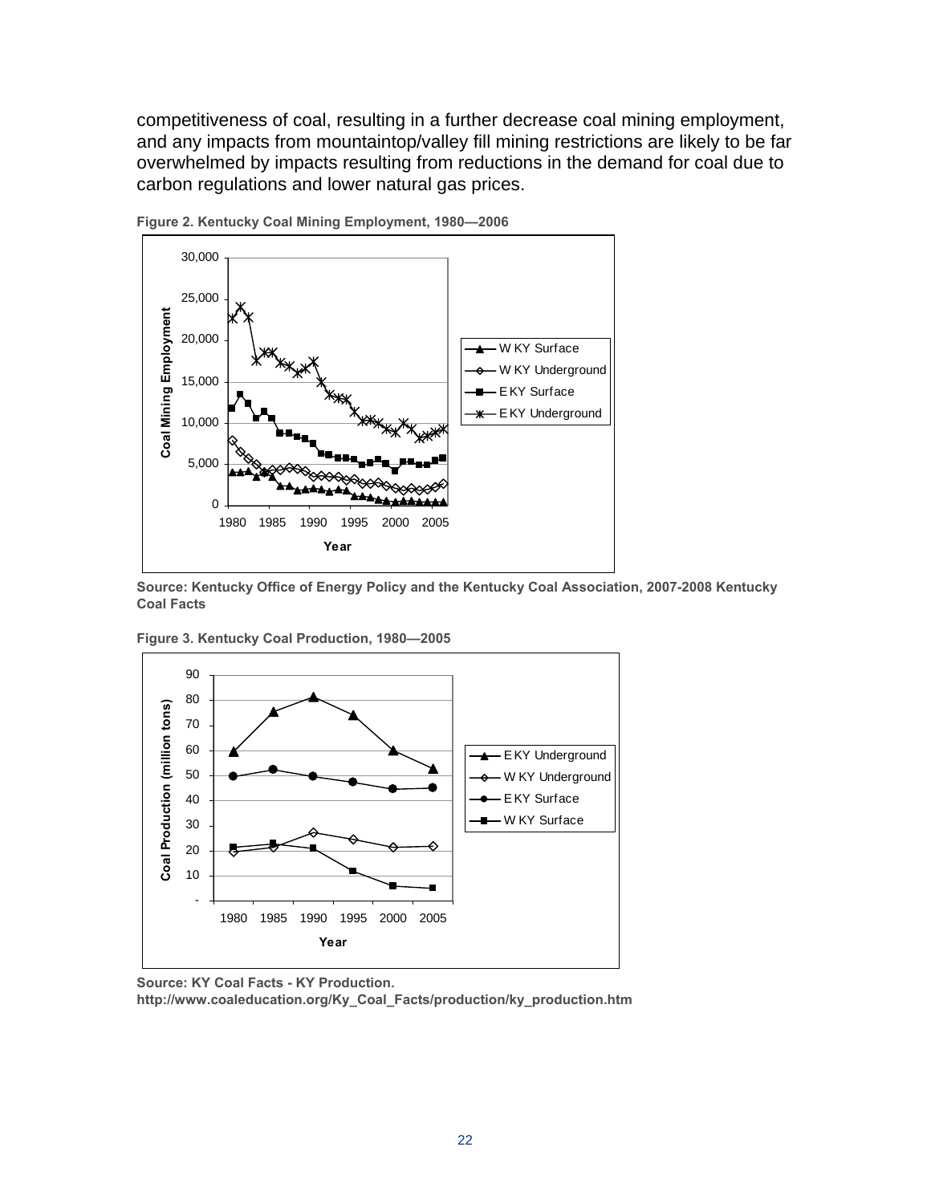competitiveness of coal, resulting in a further decrease coal mining employment, and any impacts from mountaintop/valley fill mining restrictions are likely to be far overwhelmed by impacts resulting from reductions in the demand for coal due to carbon regulations and lower natural gas prices.

**Figure 2. Kentucky Coal Mining Employment, 1980—2006**

**Source: Kentucky Office of Energy Policy and the Kentucky Coal Association, 2007-2008 Kentucky Coal Facts**

**Figure 3. Kentucky Coal Production, 1980—2005**

**Source: KY Coal Facts - KY Production. http://www.coaleducation.org/Ky_Coal_Facts/production/ky_production.htm**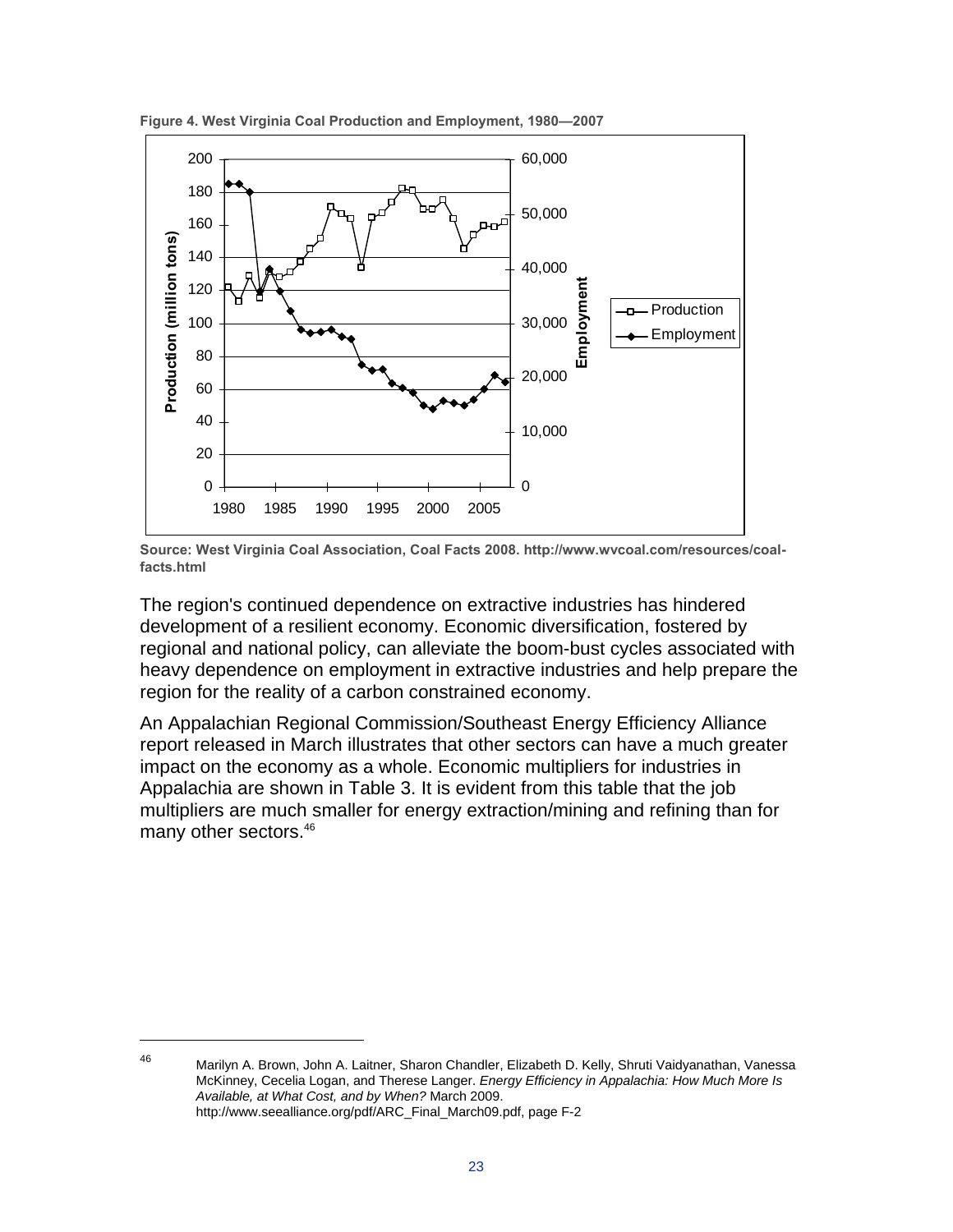**Figure 4. West Virginia Coal Production and Employment, 1980—2007**

**Source: West Virginia Coal Association, Coal Facts 2008. http://www.wvcoal.com/resources/coal-facts.html**

The region's continued dependence on extractive industries has hindered development of a resilient economy. Economic diversification, fostered by regional and national policy, can alleviate the boom-bust cycles associated with heavy dependence on employment in extractive industries and help prepare the region for the reality of a carbon constrained economy.

An Appalachian Regional Commission/Southeast Energy Efficiency Alliance report released in March illustrates that other sectors can have a much greater impact on the economy as a whole. Economic multipliers for industries in Appalachia are shown in Table 3. It is evident from this table that the job multipliers are much smaller for energy extraction/mining and refining than for many other sectors.[46]

---

[46] Marilyn A. Brown, John A. Laitner, Sharon Chandler, Elizabeth D. Kelly, Shruti Vaidyanathan, Vanessa McKinney, Cecelia Logan, and Therese Langer. *Energy Efficiency in Appalachia: How Much More Is Available, at What Cost, and by When?* March 2009. http://www.seealliance.org/pdf/ARC_Final_March09.pdf, page F-2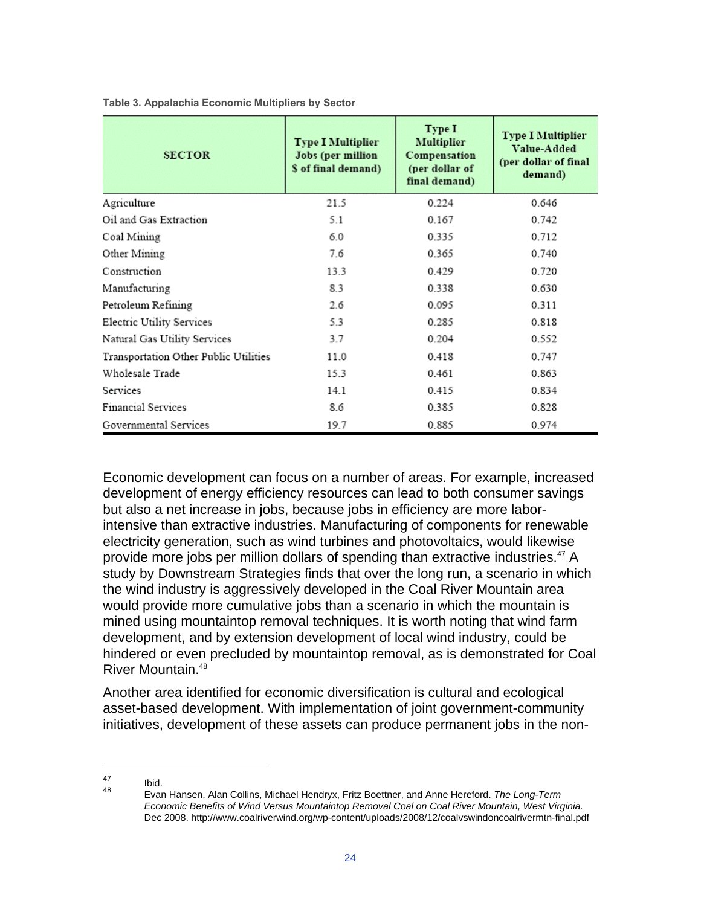**Table 3. Appalachia Economic Multipliers by Sector**

| SECTOR | Type I Multiplier Jobs (per million $ of final demand) | Type I Multiplier Compensation (per dollar of final demand) | Type I Multiplier Value-Added (per dollar of final demand) |
|---|---|---|---|
| Agriculture | 21.5 | 0.224 | 0.646 |
| Oil and Gas Extraction | 5.1 | 0.167 | 0.742 |
| Coal Mining | 6.0 | 0.335 | 0.712 |
| Other Mining | 7.6 | 0.365 | 0.740 |
| Construction | 13.3 | 0.429 | 0.720 |
| Manufacturing | 8.3 | 0.338 | 0.630 |
| Petroleum Refining | 2.6 | 0.095 | 0.311 |
| Electric Utility Services | 5.3 | 0.285 | 0.818 |
| Natural Gas Utility Services | 3.7 | 0.204 | 0.552 |
| Transportation Other Public Utilities | 11.0 | 0.418 | 0.747 |
| Wholesale Trade | 15.3 | 0.461 | 0.863 |
| Services | 14.1 | 0.415 | 0.834 |
| Financial Services | 8.6 | 0.385 | 0.828 |
| Governmental Services | 19.7 | 0.885 | 0.974 |

Economic development can focus on a number of areas. For example, increased development of energy efficiency resources can lead to both consumer savings but also a net increase in jobs, because jobs in efficiency are more labor-intensive than extractive industries. Manufacturing of components for renewable electricity generation, such as wind turbines and photovoltaics, would likewise provide more jobs per million dollars of spending than extractive industries.[47] A study by Downstream Strategies finds that over the long run, a scenario in which the wind industry is aggressively developed in the Coal River Mountain area would provide more cumulative jobs than a scenario in which the mountain is mined using mountaintop removal techniques. It is worth noting that wind farm development, and by extension development of local wind industry, could be hindered or even precluded by mountaintop removal, as is demonstrated for Coal River Mountain.[48]

Another area identified for economic diversification is cultural and ecological asset-based development. With implementation of joint government-community initiatives, development of these assets can produce permanent jobs in the non-

---

[47] Ibid.

[48] Evan Hansen, Alan Collins, Michael Hendryx, Fritz Boettner, and Anne Hereford. *The Long-Term Economic Benefits of Wind Versus Mountaintop Removal Coal on Coal River Mountain, West Virginia.* Dec 2008. http://www.coalriverwind.org/wp-content/uploads/2008/12/coalvswindoncoalrivermtn-final.pdf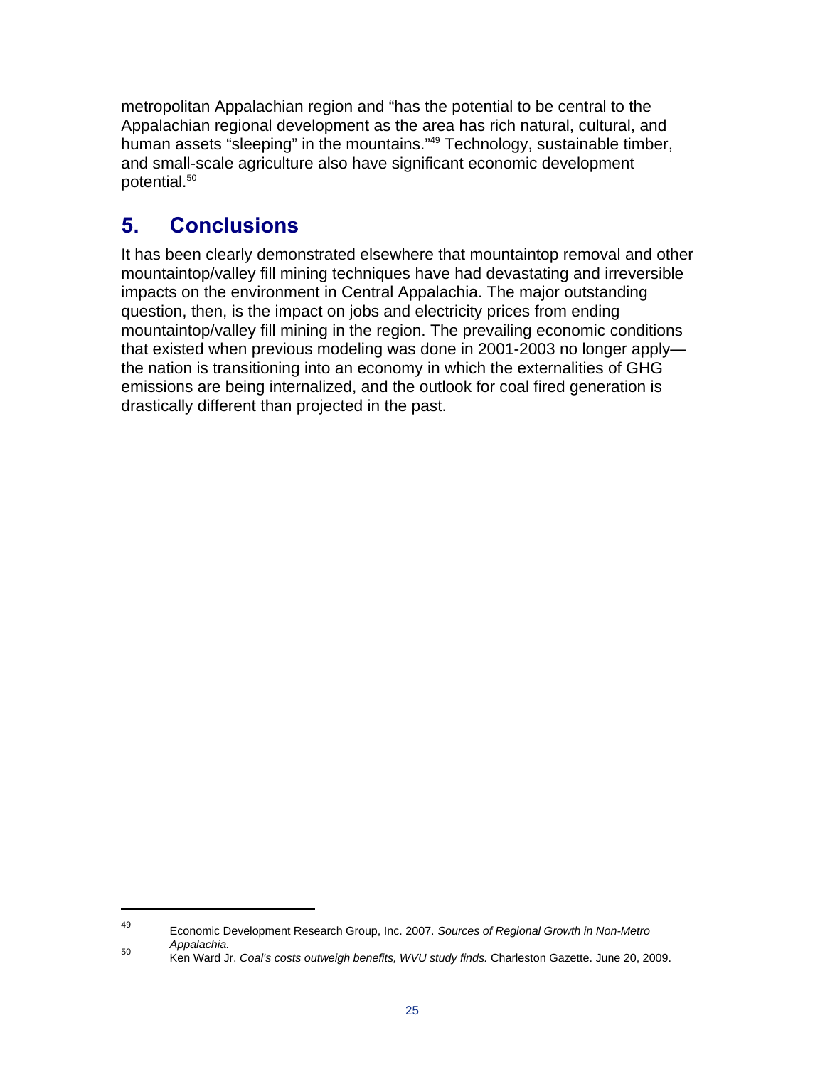metropolitan Appalachian region and "has the potential to be central to the Appalachian regional development as the area has rich natural, cultural, and human assets "sleeping" in the mountains."[49] Technology, sustainable timber, and small-scale agriculture also have significant economic development potential.[50]

## 5. Conclusions

It has been clearly demonstrated elsewhere that mountaintop removal and other mountaintop/valley fill mining techniques have had devastating and irreversible impacts on the environment in Central Appalachia. The major outstanding question, then, is the impact on jobs and electricity prices from ending mountaintop/valley fill mining in the region. The prevailing economic conditions that existed when previous modeling was done in 2001-2003 no longer apply—the nation is transitioning into an economy in which the externalities of GHG emissions are being internalized, and the outlook for coal fired generation is drastically different than projected in the past.

---

[49] Economic Development Research Group, Inc. 2007. *Sources of Regional Growth in Non-Metro Appalachia.*

[50] Ken Ward Jr. *Coal's costs outweigh benefits, WVU study finds.* Charleston Gazette. June 20, 2009.